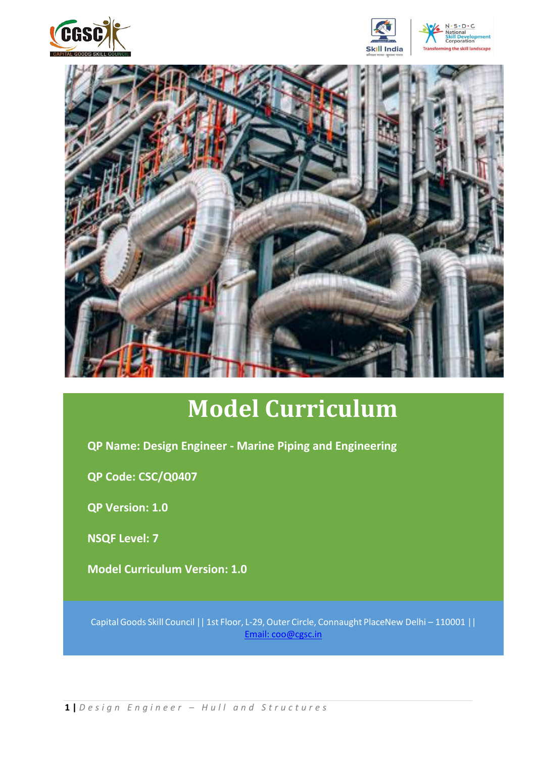# Model Curriculum

**QP Name: Design Engineer - Marine Piping and Engineering**

**QP Code: CSC/Q0407**

**QP Version: 1.0**

**NSQF Level: 7**

**Model Curriculum Version: 1.0**

Capital Goods Skill Council || 1st Floor, L-29, Outer Circle, Connaught PlaceNew Delhi – 110001 || Email: coo@cgsc.in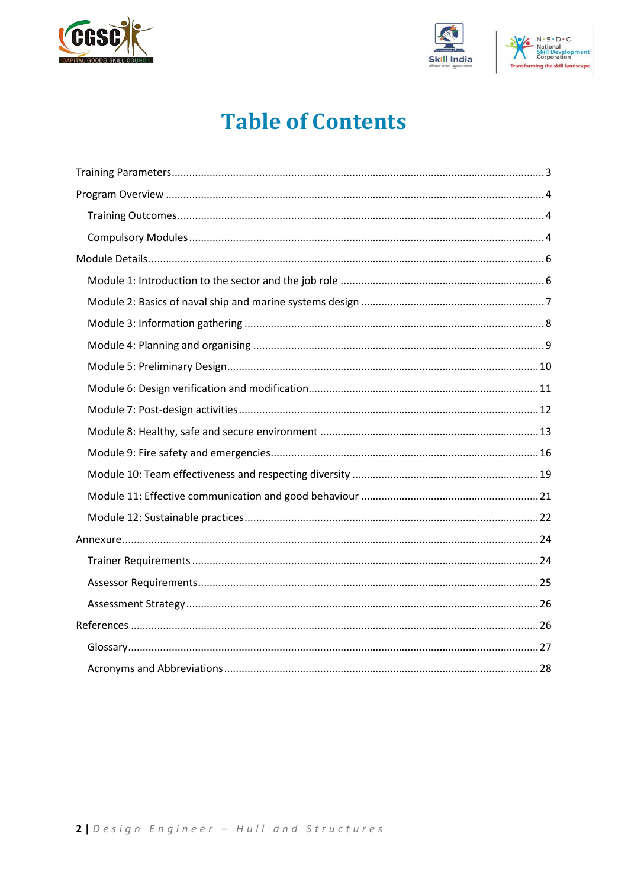# Table of Contents

- Training Parameters ... 3
- Program Overview ... 4
  - Training Outcomes ... 4
  - Compulsory Modules ... 4
- Module Details ... 6
  - Module 1: Introduction to the sector and the job role ... 6
  - Module 2: Basics of naval ship and marine systems design ... 7
  - Module 3: Information gathering ... 8
  - Module 4: Planning and organising ... 9
  - Module 5: Preliminary Design ... 10
  - Module 6: Design verification and modification ... 11
  - Module 7: Post-design activities ... 12
  - Module 8: Healthy, safe and secure environment ... 13
  - Module 9: Fire safety and emergencies ... 16
  - Module 10: Team effectiveness and respecting diversity ... 19
  - Module 11: Effective communication and good behaviour ... 21
  - Module 12: Sustainable practices ... 22
- Annexure ... 24
  - Trainer Requirements ... 24
  - Assessor Requirements ... 25
  - Assessment Strategy ... 26
- References ... 26
  - Glossary ... 27
  - Acronyms and Abbreviations ... 28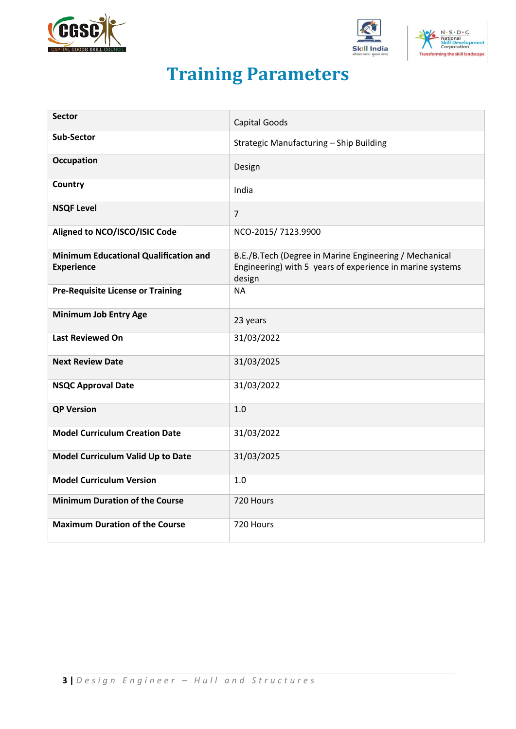# Training Parameters

| | |
|---|---|
| **Sector** | Capital Goods |
| **Sub-Sector** | Strategic Manufacturing – Ship Building |
| **Occupation** | Design |
| **Country** | India |
| **NSQF Level** | 7 |
| **Aligned to NCO/ISCO/ISIC Code** | NCO-2015/ 7123.9900 |
| **Minimum Educational Qualification and Experience** | B.E./B.Tech (Degree in Marine Engineering / Mechanical Engineering) with 5 years of experience in marine systems design |
| **Pre-Requisite License or Training** | NA |
| **Minimum Job Entry Age** | 23 years |
| **Last Reviewed On** | 31/03/2022 |
| **Next Review Date** | 31/03/2025 |
| **NSQC Approval Date** | 31/03/2022 |
| **QP Version** | 1.0 |
| **Model Curriculum Creation Date** | 31/03/2022 |
| **Model Curriculum Valid Up to Date** | 31/03/2025 |
| **Model Curriculum Version** | 1.0 |
| **Minimum Duration of the Course** | 720 Hours |
| **Maximum Duration of the Course** | 720 Hours |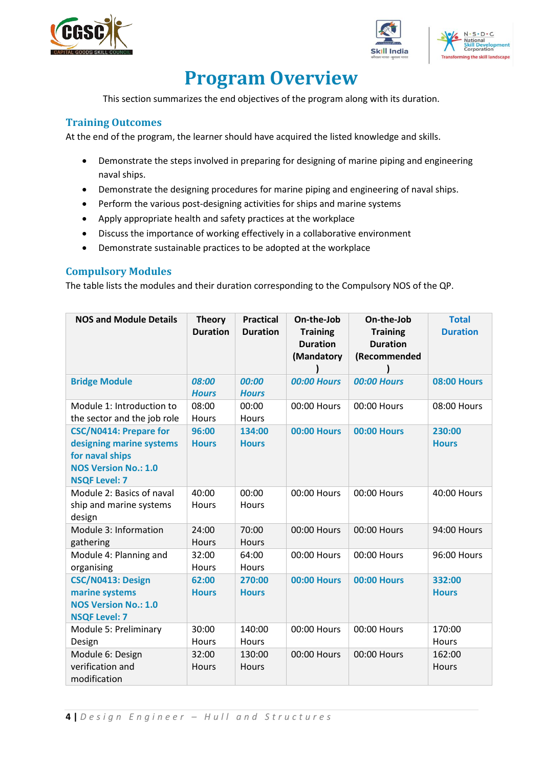# Program Overview

This section summarizes the end objectives of the program along with its duration.

## Training Outcomes

At the end of the program, the learner should have acquired the listed knowledge and skills.

- Demonstrate the steps involved in preparing for designing of marine piping and engineering naval ships.
- Demonstrate the designing procedures for marine piping and engineering of naval ships.
- Perform the various post-designing activities for ships and marine systems
- Apply appropriate health and safety practices at the workplace
- Discuss the importance of working effectively in a collaborative environment
- Demonstrate sustainable practices to be adopted at the workplace

## Compulsory Modules

The table lists the modules and their duration corresponding to the Compulsory NOS of the QP.

| NOS and Module Details | Theory Duration | Practical Duration | On-the-Job Training Duration (Mandatory) | On-the-Job Training Duration (Recommended) | Total Duration |
|---|---|---|---|---|---|
| **Bridge Module** | ***08:00 Hours*** | ***00:00 Hours*** | ***00:00 Hours*** | ***00:00 Hours*** | **08:00 Hours** |
| Module 1: Introduction to the sector and the job role | 08:00 Hours | 00:00 Hours | 00:00 Hours | 00:00 Hours | 08:00 Hours |
| **CSC/N0414: Prepare for designing marine systems for naval ships NOS Version No.: 1.0 NSQF Level: 7** | **96:00 Hours** | **134:00 Hours** | **00:00 Hours** | **00:00 Hours** | **230:00 Hours** |
| Module 2: Basics of naval ship and marine systems design | 40:00 Hours | 00:00 Hours | 00:00 Hours | 00:00 Hours | 40:00 Hours |
| Module 3: Information gathering | 24:00 Hours | 70:00 Hours | 00:00 Hours | 00:00 Hours | 94:00 Hours |
| Module 4: Planning and organising | 32:00 Hours | 64:00 Hours | 00:00 Hours | 00:00 Hours | 96:00 Hours |
| **CSC/N0413: Design marine systems NOS Version No.: 1.0 NSQF Level: 7** | **62:00 Hours** | **270:00 Hours** | **00:00 Hours** | **00:00 Hours** | **332:00 Hours** |
| Module 5: Preliminary Design | 30:00 Hours | 140:00 Hours | 00:00 Hours | 00:00 Hours | 170:00 Hours |
| Module 6: Design verification and modification | 32:00 Hours | 130:00 Hours | 00:00 Hours | 00:00 Hours | 162:00 Hours |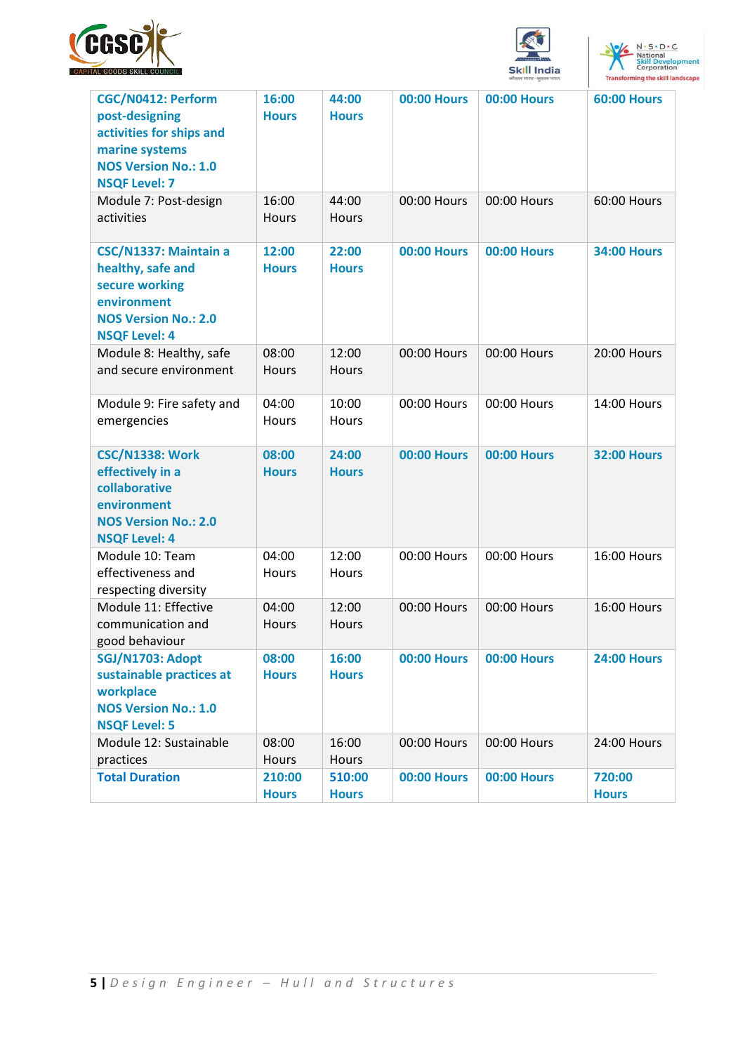| | | | | | |
|---|---|---|---|---|---|
| **CGC/N0412: Perform post-designing activities for ships and marine systems NOS Version No.: 1.0 NSQF Level: 7** | **16:00 Hours** | **44:00 Hours** | **00:00 Hours** | **00:00 Hours** | **60:00 Hours** |
| Module 7: Post-design activities | 16:00 Hours | 44:00 Hours | 00:00 Hours | 00:00 Hours | 60:00 Hours |
| **CSC/N1337: Maintain a healthy, safe and secure working environment NOS Version No.: 2.0 NSQF Level: 4** | **12:00 Hours** | **22:00 Hours** | **00:00 Hours** | **00:00 Hours** | **34:00 Hours** |
| Module 8: Healthy, safe and secure environment | 08:00 Hours | 12:00 Hours | 00:00 Hours | 00:00 Hours | 20:00 Hours |
| Module 9: Fire safety and emergencies | 04:00 Hours | 10:00 Hours | 00:00 Hours | 00:00 Hours | 14:00 Hours |
| **CSC/N1338: Work effectively in a collaborative environment NOS Version No.: 2.0 NSQF Level: 4** | **08:00 Hours** | **24:00 Hours** | **00:00 Hours** | **00:00 Hours** | **32:00 Hours** |
| Module 10: Team effectiveness and respecting diversity | 04:00 Hours | 12:00 Hours | 00:00 Hours | 00:00 Hours | 16:00 Hours |
| Module 11: Effective communication and good behaviour | 04:00 Hours | 12:00 Hours | 00:00 Hours | 00:00 Hours | 16:00 Hours |
| **SGJ/N1703: Adopt sustainable practices at workplace NOS Version No.: 1.0 NSQF Level: 5** | **08:00 Hours** | **16:00 Hours** | **00:00 Hours** | **00:00 Hours** | **24:00 Hours** |
| Module 12: Sustainable practices | 08:00 Hours | 16:00 Hours | 00:00 Hours | 00:00 Hours | 24:00 Hours |
| **Total Duration** | **210:00 Hours** | **510:00 Hours** | **00:00 Hours** | **00:00 Hours** | **720:00 Hours** |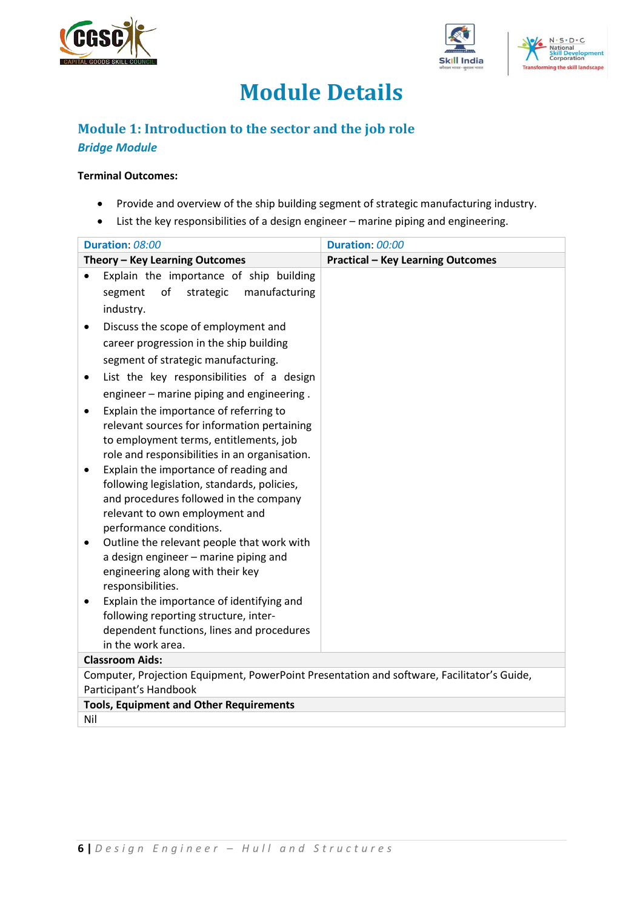# Module Details

## Module 1: Introduction to the sector and the job role

***Bridge Module***

**Terminal Outcomes:**

- Provide and overview of the ship building segment of strategic manufacturing industry.
- List the key responsibilities of a design engineer – marine piping and engineering.

| **Duration**: *08:00* | **Duration**: *00:00* |
|---|---|
| **Theory – Key Learning Outcomes** | **Practical – Key Learning Outcomes** |
| • Explain the importance of ship building segment of strategic manufacturing industry.<br>• Discuss the scope of employment and career progression in the ship building segment of strategic manufacturing.<br>• List the key responsibilities of a design engineer – marine piping and engineering .<br>• Explain the importance of referring to relevant sources for information pertaining to employment terms, entitlements, job role and responsibilities in an organisation.<br>• Explain the importance of reading and following legislation, standards, policies, and procedures followed in the company relevant to own employment and performance conditions.<br>• Outline the relevant people that work with a design engineer – marine piping and engineering along with their key responsibilities.<br>• Explain the importance of identifying and following reporting structure, inter-dependent functions, lines and procedures in the work area. | |
| **Classroom Aids:** | |
| Computer, Projection Equipment, PowerPoint Presentation and software, Facilitator's Guide, Participant's Handbook | |
| **Tools, Equipment and Other Requirements** | |
| Nil | |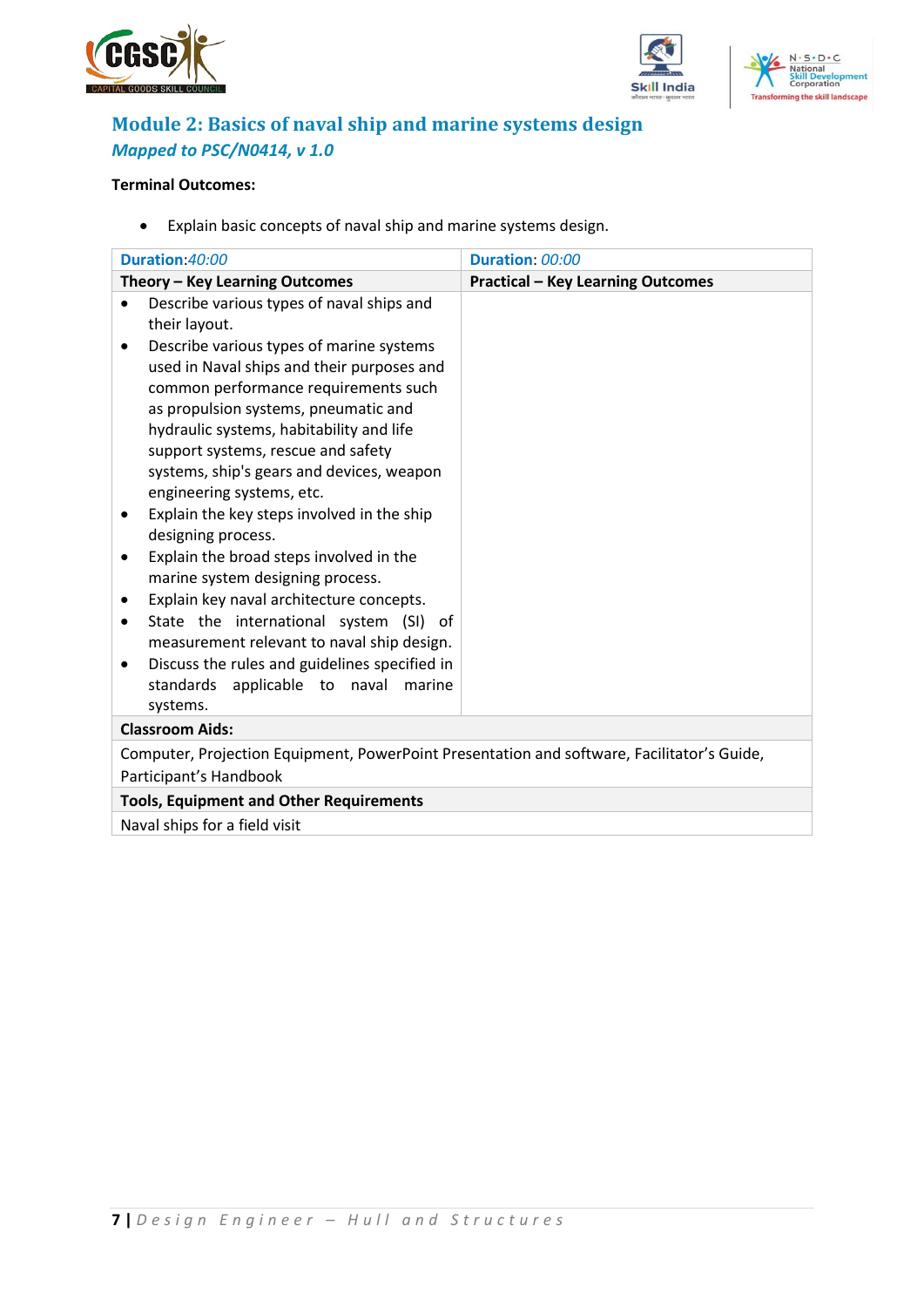## Module 2: Basics of naval ship and marine systems design

***Mapped to PSC/N0414, v 1.0***

**Terminal Outcomes:**

- Explain basic concepts of naval ship and marine systems design.

| **Duration**:*40:00* | **Duration**: *00:00* |
|---|---|
| **Theory – Key Learning Outcomes** | **Practical – Key Learning Outcomes** |
| • Describe various types of naval ships and their layout.<br>• Describe various types of marine systems used in Naval ships and their purposes and common performance requirements such as propulsion systems, pneumatic and hydraulic systems, habitability and life support systems, rescue and safety systems, ship's gears and devices, weapon engineering systems, etc.<br>• Explain the key steps involved in the ship designing process.<br>• Explain the broad steps involved in the marine system designing process.<br>• Explain key naval architecture concepts.<br>• State the international system (SI) of measurement relevant to naval ship design.<br>• Discuss the rules and guidelines specified in standards applicable to naval marine systems. | |
| **Classroom Aids:** | |
| Computer, Projection Equipment, PowerPoint Presentation and software, Facilitator's Guide, Participant's Handbook | |
| **Tools, Equipment and Other Requirements** | |
| Naval ships for a field visit | |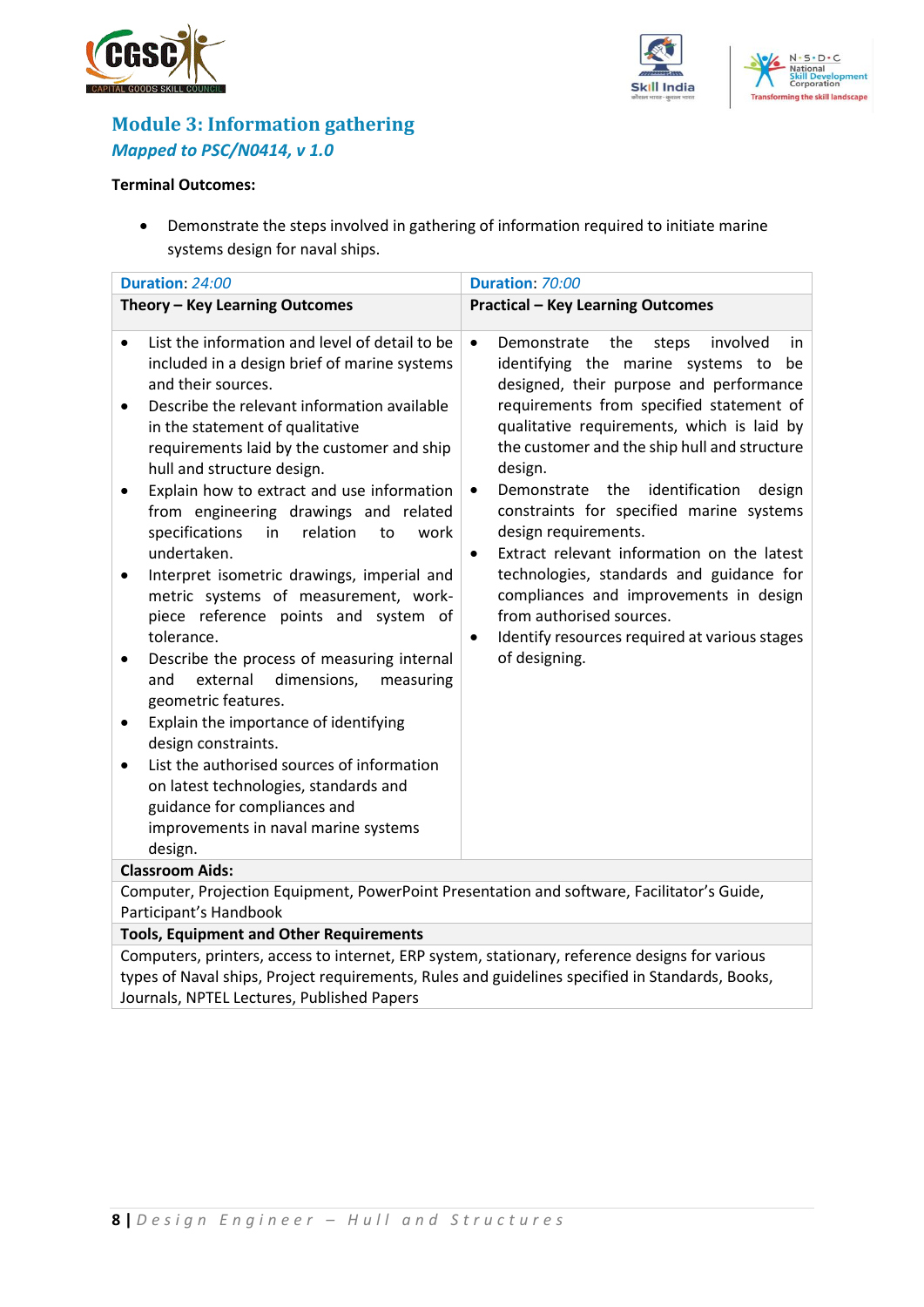## Module 3: Information gathering

*Mapped to PSC/N0414, v 1.0*

**Terminal Outcomes:**

- Demonstrate the steps involved in gathering of information required to initiate marine systems design for naval ships.

| **Duration**: *24:00* | **Duration**: *70:00* |
|---|---|
| **Theory – Key Learning Outcomes** | **Practical – Key Learning Outcomes** |
| • List the information and level of detail to be included in a design brief of marine systems and their sources.<br>• Describe the relevant information available in the statement of qualitative requirements laid by the customer and ship hull and structure design.<br>• Explain how to extract and use information from engineering drawings and related specifications in relation to work undertaken.<br>• Interpret isometric drawings, imperial and metric systems of measurement, work-piece reference points and system of tolerance.<br>• Describe the process of measuring internal and external dimensions, measuring geometric features.<br>• Explain the importance of identifying design constraints.<br>• List the authorised sources of information on latest technologies, standards and guidance for compliances and improvements in naval marine systems design. | • Demonstrate the steps involved in identifying the marine systems to be designed, their purpose and performance requirements from specified statement of qualitative requirements, which is laid by the customer and the ship hull and structure design.<br>• Demonstrate the identification design constraints for specified marine systems design requirements.<br>• Extract relevant information on the latest technologies, standards and guidance for compliances and improvements in design from authorised sources.<br>• Identify resources required at various stages of designing. |
| **Classroom Aids:** | |
| Computer, Projection Equipment, PowerPoint Presentation and software, Facilitator's Guide, Participant's Handbook | |
| **Tools, Equipment and Other Requirements** | |
| Computers, printers, access to internet, ERP system, stationary, reference designs for various types of Naval ships, Project requirements, Rules and guidelines specified in Standards, Books, Journals, NPTEL Lectures, Published Papers | |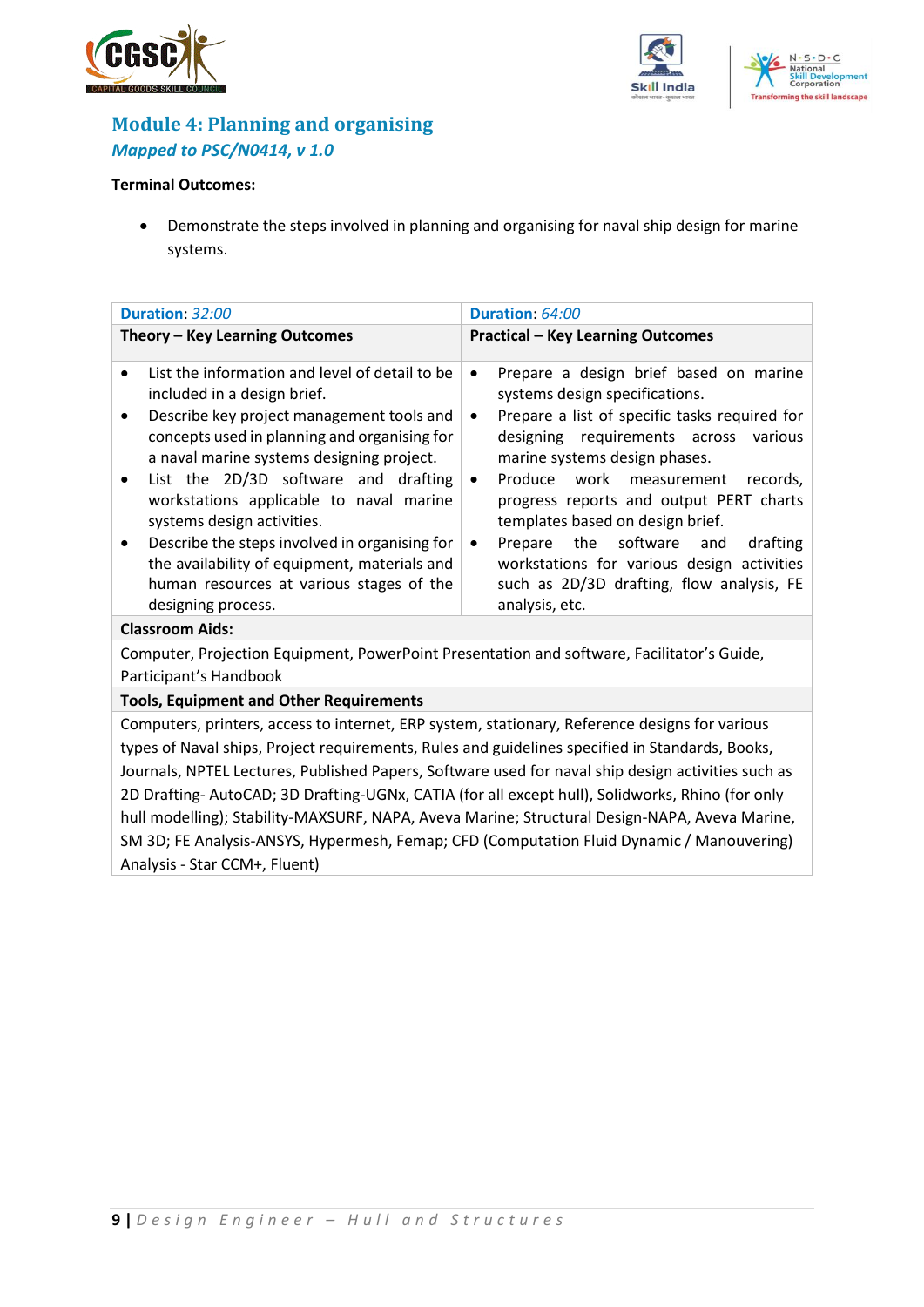## Module 4: Planning and organising

*Mapped to PSC/N0414, v 1.0*

**Terminal Outcomes:**

- Demonstrate the steps involved in planning and organising for naval ship design for marine systems.

| **Duration**: *32:00* | **Duration**: *64:00* |
|---|---|
| **Theory – Key Learning Outcomes** | **Practical – Key Learning Outcomes** |
| • List the information and level of detail to be included in a design brief.<br>• Describe key project management tools and concepts used in planning and organising for a naval marine systems designing project.<br>• List the 2D/3D software and drafting workstations applicable to naval marine systems design activities.<br>• Describe the steps involved in organising for the availability of equipment, materials and human resources at various stages of the designing process. | • Prepare a design brief based on marine systems design specifications.<br>• Prepare a list of specific tasks required for designing requirements across various marine systems design phases.<br>• Produce work measurement records, progress reports and output PERT charts templates based on design brief.<br>• Prepare the software and drafting workstations for various design activities such as 2D/3D drafting, flow analysis, FE analysis, etc. |
| **Classroom Aids:** | |
| Computer, Projection Equipment, PowerPoint Presentation and software, Facilitator's Guide, Participant's Handbook | |
| **Tools, Equipment and Other Requirements** | |
| Computers, printers, access to internet, ERP system, stationary, Reference designs for various types of Naval ships, Project requirements, Rules and guidelines specified in Standards, Books, Journals, NPTEL Lectures, Published Papers, Software used for naval ship design activities such as 2D Drafting- AutoCAD; 3D Drafting-UGNx, CATIA (for all except hull), Solidworks, Rhino (for only hull modelling); Stability-MAXSURF, NAPA, Aveva Marine; Structural Design-NAPA, Aveva Marine, SM 3D; FE Analysis-ANSYS, Hypermesh, Femap; CFD (Computation Fluid Dynamic / Manouvering) Analysis - Star CCM+, Fluent) | |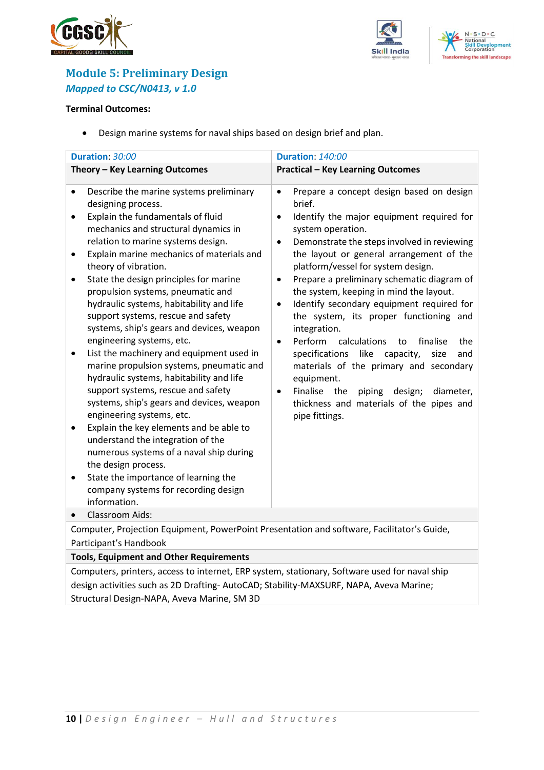## Module 5: Preliminary Design

*Mapped to CSC/N0413, v 1.0*

**Terminal Outcomes:**

- Design marine systems for naval ships based on design brief and plan.

| **Duration**: *30:00* | **Duration**: *140:00* |
|---|---|
| **Theory – Key Learning Outcomes** | **Practical – Key Learning Outcomes** |
| • Describe the marine systems preliminary designing process.<br>• Explain the fundamentals of fluid mechanics and structural dynamics in relation to marine systems design.<br>• Explain marine mechanics of materials and theory of vibration.<br>• State the design principles for marine propulsion systems, pneumatic and hydraulic systems, habitability and life support systems, rescue and safety systems, ship's gears and devices, weapon engineering systems, etc.<br>• List the machinery and equipment used in marine propulsion systems, pneumatic and hydraulic systems, habitability and life support systems, rescue and safety systems, ship's gears and devices, weapon engineering systems, etc.<br>• Explain the key elements and be able to understand the integration of the numerous systems of a naval ship during the design process.<br>• State the importance of learning the company systems for recording design information. | • Prepare a concept design based on design brief.<br>• Identify the major equipment required for system operation.<br>• Demonstrate the steps involved in reviewing the layout or general arrangement of the platform/vessel for system design.<br>• Prepare a preliminary schematic diagram of the system, keeping in mind the layout.<br>• Identify secondary equipment required for the system, its proper functioning and integration.<br>• Perform calculations to finalise the specifications like capacity, size and materials of the primary and secondary equipment.<br>• Finalise the piping design; diameter, thickness and materials of the pipes and pipe fittings. |
| • Classroom Aids: | |
| Computer, Projection Equipment, PowerPoint Presentation and software, Facilitator's Guide, Participant's Handbook | |
| **Tools, Equipment and Other Requirements** | |
| Computers, printers, access to internet, ERP system, stationary, Software used for naval ship design activities such as 2D Drafting- AutoCAD; Stability-MAXSURF, NAPA, Aveva Marine; Structural Design-NAPA, Aveva Marine, SM 3D | |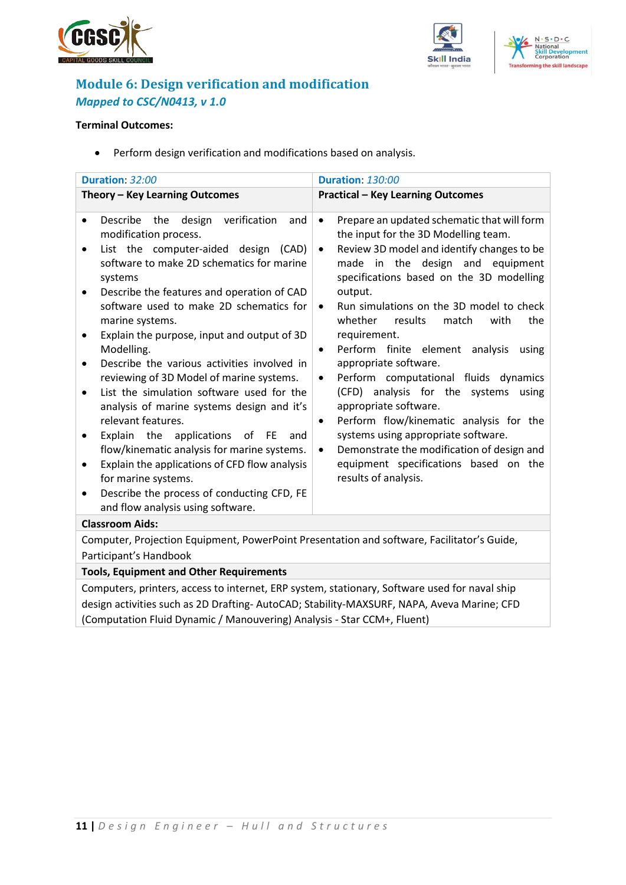## Module 6: Design verification and modification

*Mapped to CSC/N0413, v 1.0*

**Terminal Outcomes:**

- Perform design verification and modifications based on analysis.

| **Duration**: *32:00* | **Duration**: *130:00* |
|---|---|
| **Theory – Key Learning Outcomes** | **Practical – Key Learning Outcomes** |
| • Describe the design verification and modification process.<br>• List the computer-aided design (CAD) software to make 2D schematics for marine systems<br>• Describe the features and operation of CAD software used to make 2D schematics for marine systems.<br>• Explain the purpose, input and output of 3D Modelling.<br>• Describe the various activities involved in reviewing of 3D Model of marine systems.<br>• List the simulation software used for the analysis of marine systems design and it's relevant features.<br>• Explain the applications of FE and flow/kinematic analysis for marine systems.<br>• Explain the applications of CFD flow analysis for marine systems.<br>• Describe the process of conducting CFD, FE and flow analysis using software. | • Prepare an updated schematic that will form the input for the 3D Modelling team.<br>• Review 3D model and identify changes to be made in the design and equipment specifications based on the 3D modelling output.<br>• Run simulations on the 3D model to check whether results match with the requirement.<br>• Perform finite element analysis using appropriate software.<br>• Perform computational fluids dynamics (CFD) analysis for the systems using appropriate software.<br>• Perform flow/kinematic analysis for the systems using appropriate software.<br>• Demonstrate the modification of design and equipment specifications based on the results of analysis. |
| **Classroom Aids:** | |
| Computer, Projection Equipment, PowerPoint Presentation and software, Facilitator's Guide, Participant's Handbook | |
| **Tools, Equipment and Other Requirements** | |
| Computers, printers, access to internet, ERP system, stationary, Software used for naval ship design activities such as 2D Drafting- AutoCAD; Stability-MAXSURF, NAPA, Aveva Marine; CFD (Computation Fluid Dynamic / Manouvering) Analysis - Star CCM+, Fluent) | |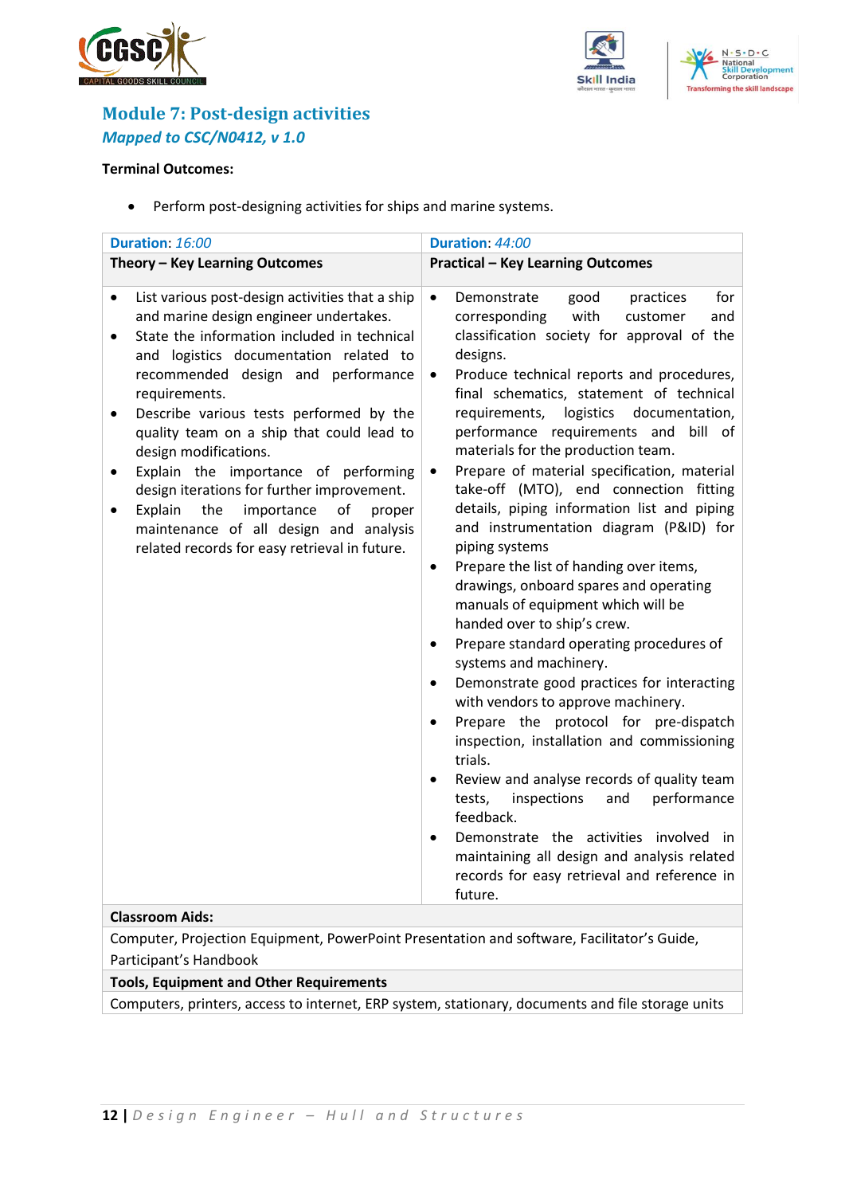## Module 7: Post-design activities

***Mapped to CSC/N0412, v 1.0***

**Terminal Outcomes:**

- Perform post-designing activities for ships and marine systems.

| **Duration**: *16:00* | **Duration**: *44:00* |
|---|---|
| **Theory – Key Learning Outcomes** | **Practical – Key Learning Outcomes** |
| • List various post-design activities that a ship and marine design engineer undertakes.<br>• State the information included in technical and logistics documentation related to recommended design and performance requirements.<br>• Describe various tests performed by the quality team on a ship that could lead to design modifications.<br>• Explain the importance of performing design iterations for further improvement.<br>• Explain the importance of proper maintenance of all design and analysis related records for easy retrieval in future. | • Demonstrate good practices for corresponding with customer and classification society for approval of the designs.<br>• Produce technical reports and procedures, final schematics, statement of technical requirements, logistics documentation, performance requirements and bill of materials for the production team.<br>• Prepare of material specification, material take-off (MTO), end connection fitting details, piping information list and piping and instrumentation diagram (P&ID) for piping systems<br>• Prepare the list of handing over items, drawings, onboard spares and operating manuals of equipment which will be handed over to ship's crew.<br>• Prepare standard operating procedures of systems and machinery.<br>• Demonstrate good practices for interacting with vendors to approve machinery.<br>• Prepare the protocol for pre-dispatch inspection, installation and commissioning trials.<br>• Review and analyse records of quality team tests, inspections and performance feedback.<br>• Demonstrate the activities involved in maintaining all design and analysis related records for easy retrieval and reference in future. |
| **Classroom Aids:** | |
| Computer, Projection Equipment, PowerPoint Presentation and software, Facilitator's Guide, Participant's Handbook | |
| **Tools, Equipment and Other Requirements** | |
| Computers, printers, access to internet, ERP system, stationary, documents and file storage units | |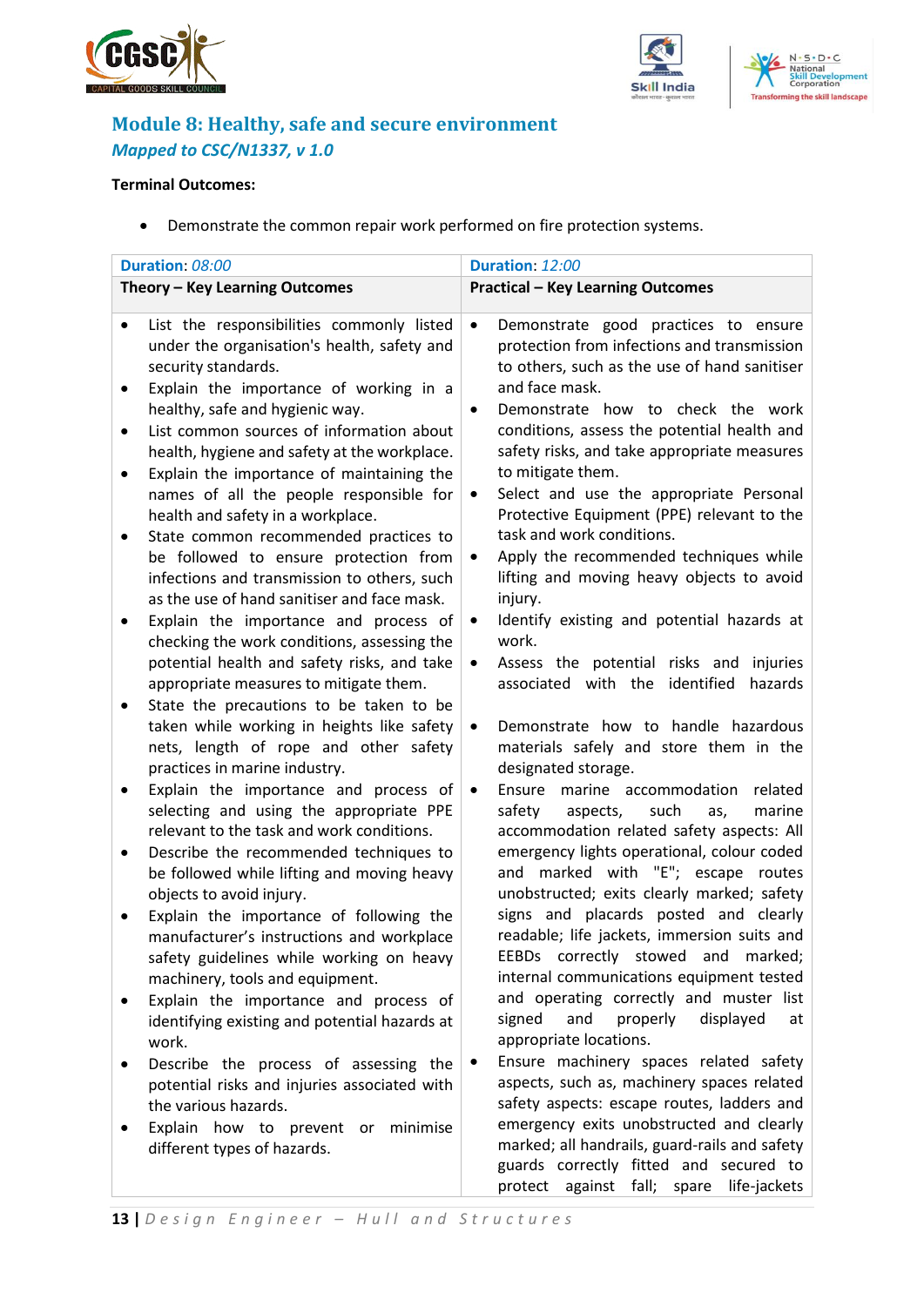## Module 8: Healthy, safe and secure environment

### *Mapped to CSC/N1337, v 1.0*

**Terminal Outcomes:**

- Demonstrate the common repair work performed on fire protection systems.

| **Duration**: *08:00* | **Duration**: *12:00* |
|---|---|
| **Theory – Key Learning Outcomes** | **Practical – Key Learning Outcomes** |
| • List the responsibilities commonly listed under the organisation's health, safety and security standards.<br>• Explain the importance of working in a healthy, safe and hygienic way.<br>• List common sources of information about health, hygiene and safety at the workplace.<br>• Explain the importance of maintaining the names of all the people responsible for health and safety in a workplace.<br>• State common recommended practices to be followed to ensure protection from infections and transmission to others, such as the use of hand sanitiser and face mask.<br>• Explain the importance and process of checking the work conditions, assessing the potential health and safety risks, and take appropriate measures to mitigate them.<br>• State the precautions to be taken to be taken while working in heights like safety nets, length of rope and other safety practices in marine industry.<br>• Explain the importance and process of selecting and using the appropriate PPE relevant to the task and work conditions.<br>• Describe the recommended techniques to be followed while lifting and moving heavy objects to avoid injury.<br>• Explain the importance of following the manufacturer's instructions and workplace safety guidelines while working on heavy machinery, tools and equipment.<br>• Explain the importance and process of identifying existing and potential hazards at work.<br>• Describe the process of assessing the potential risks and injuries associated with the various hazards.<br>• Explain how to prevent or minimise different types of hazards. | • Demonstrate good practices to ensure protection from infections and transmission to others, such as the use of hand sanitiser and face mask.<br>• Demonstrate how to check the work conditions, assess the potential health and safety risks, and take appropriate measures to mitigate them.<br>• Select and use the appropriate Personal Protective Equipment (PPE) relevant to the task and work conditions.<br>• Apply the recommended techniques while lifting and moving heavy objects to avoid injury.<br>• Identify existing and potential hazards at work.<br>• Assess the potential risks and injuries associated with the identified hazards<br>• Demonstrate how to handle hazardous materials safely and store them in the designated storage.<br>• Ensure marine accommodation related safety aspects, such as, marine accommodation related safety aspects: All emergency lights operational, colour coded and marked with "E"; escape routes unobstructed; exits clearly marked; safety signs and placards posted and clearly readable; life jackets, immersion suits and EEBDs correctly stowed and marked; internal communications equipment tested and operating correctly and muster list signed and properly displayed at appropriate locations.<br>• Ensure machinery spaces related safety aspects, such as, machinery spaces related safety aspects: escape routes, ladders and emergency exits unobstructed and clearly marked; all handrails, guard-rails and safety guards correctly fitted and secured to protect against fall; spare life-jackets |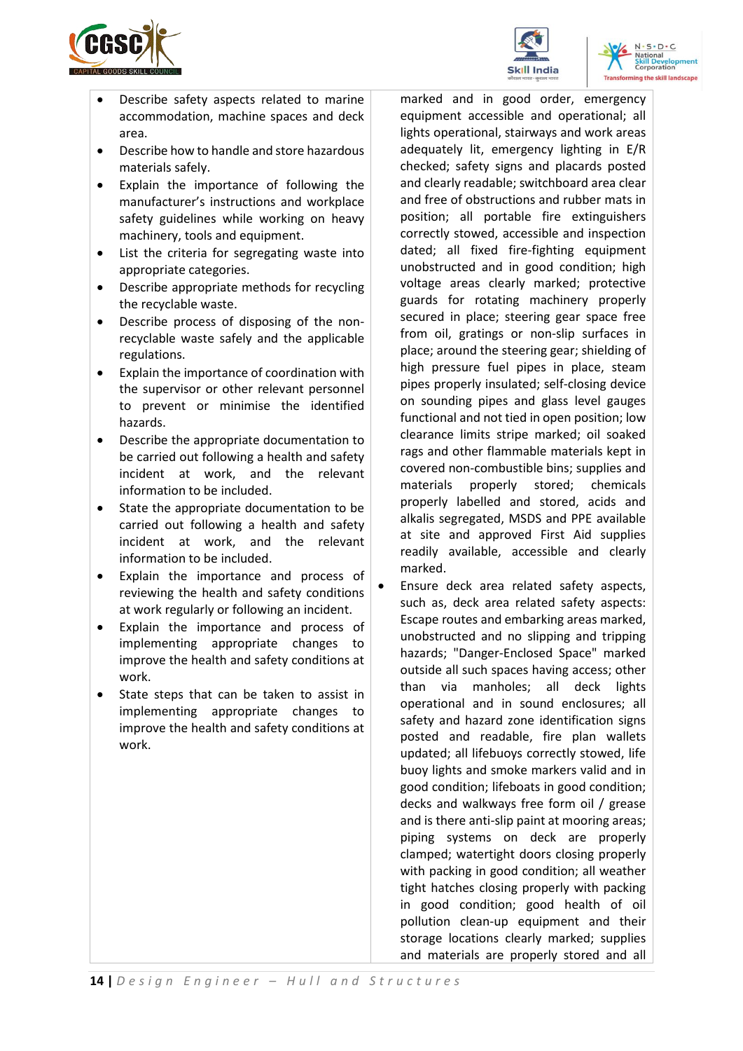| | |
|---|---|
| • Describe safety aspects related to marine accommodation, machine spaces and deck area.<br>• Describe how to handle and store hazardous materials safely.<br>• Explain the importance of following the manufacturer's instructions and workplace safety guidelines while working on heavy machinery, tools and equipment.<br>• List the criteria for segregating waste into appropriate categories.<br>• Describe appropriate methods for recycling the recyclable waste.<br>• Describe process of disposing of the non-recyclable waste safely and the applicable regulations.<br>• Explain the importance of coordination with the supervisor or other relevant personnel to prevent or minimise the identified hazards.<br>• Describe the appropriate documentation to be carried out following a health and safety incident at work, and the relevant information to be included.<br>• State the appropriate documentation to be carried out following a health and safety incident at work, and the relevant information to be included.<br>• Explain the importance and process of reviewing the health and safety conditions at work regularly or following an incident.<br>• Explain the importance and process of implementing appropriate changes to improve the health and safety conditions at work.<br>• State steps that can be taken to assist in implementing appropriate changes to improve the health and safety conditions at work. | marked and in good order, emergency equipment accessible and operational; all lights operational, stairways and work areas adequately lit, emergency lighting in E/R checked; safety signs and placards posted and clearly readable; switchboard area clear and free of obstructions and rubber mats in position; all portable fire extinguishers correctly stowed, accessible and inspection dated; all fixed fire-fighting equipment unobstructed and in good condition; high voltage areas clearly marked; protective guards for rotating machinery properly secured in place; steering gear space free from oil, gratings or non-slip surfaces in place; around the steering gear; shielding of high pressure fuel pipes in place, steam pipes properly insulated; self-closing device on sounding pipes and glass level gauges functional and not tied in open position; low clearance limits stripe marked; oil soaked rags and other flammable materials kept in covered non-combustible bins; supplies and materials properly stored; chemicals properly labelled and stored, acids and alkalis segregated, MSDS and PPE available at site and approved First Aid supplies readily available, accessible and clearly marked.<br>• Ensure deck area related safety aspects, such as, deck area related safety aspects: Escape routes and embarking areas marked, unobstructed and no slipping and tripping hazards; "Danger-Enclosed Space" marked outside all such spaces having access; other than via manholes; all deck lights operational and in sound enclosures; all safety and hazard zone identification signs posted and readable, fire plan wallets updated; all lifebuoys correctly stowed, life buoy lights and smoke markers valid and in good condition; lifeboats in good condition; decks and walkways free form oil / grease and is there anti-slip paint at mooring areas; piping systems on deck are properly clamped; watertight doors closing properly with packing in good condition; all weather tight hatches closing properly with packing in good condition; good health of oil pollution clean-up equipment and their storage locations clearly marked; supplies and materials are properly stored and all |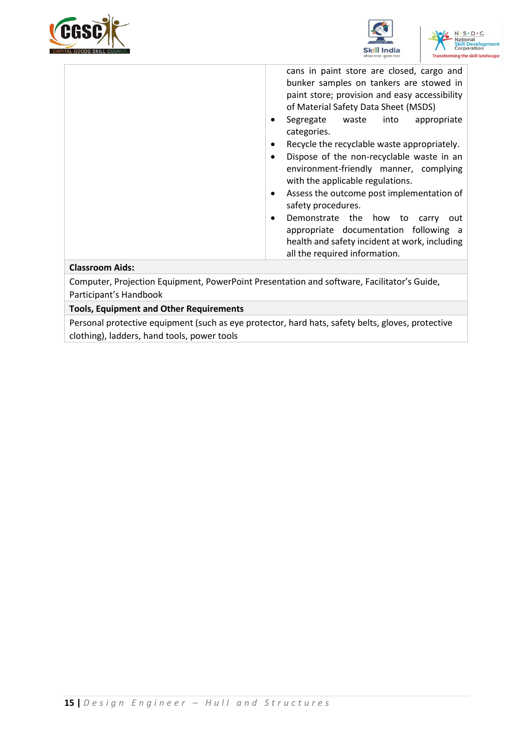| | |
|---|---|
| | cans in paint store are closed, cargo and bunker samples on tankers are stowed in paint store; provision and easy accessibility of Material Safety Data Sheet (MSDS)<br>• Segregate waste into appropriate categories.<br>• Recycle the recyclable waste appropriately.<br>• Dispose of the non-recyclable waste in an environment-friendly manner, complying with the applicable regulations.<br>• Assess the outcome post implementation of safety procedures.<br>• Demonstrate the how to carry out appropriate documentation following a health and safety incident at work, including all the required information. |
| **Classroom Aids:** | |
| Computer, Projection Equipment, PowerPoint Presentation and software, Facilitator's Guide, Participant's Handbook | |
| **Tools, Equipment and Other Requirements** | |
| Personal protective equipment (such as eye protector, hard hats, safety belts, gloves, protective clothing), ladders, hand tools, power tools | |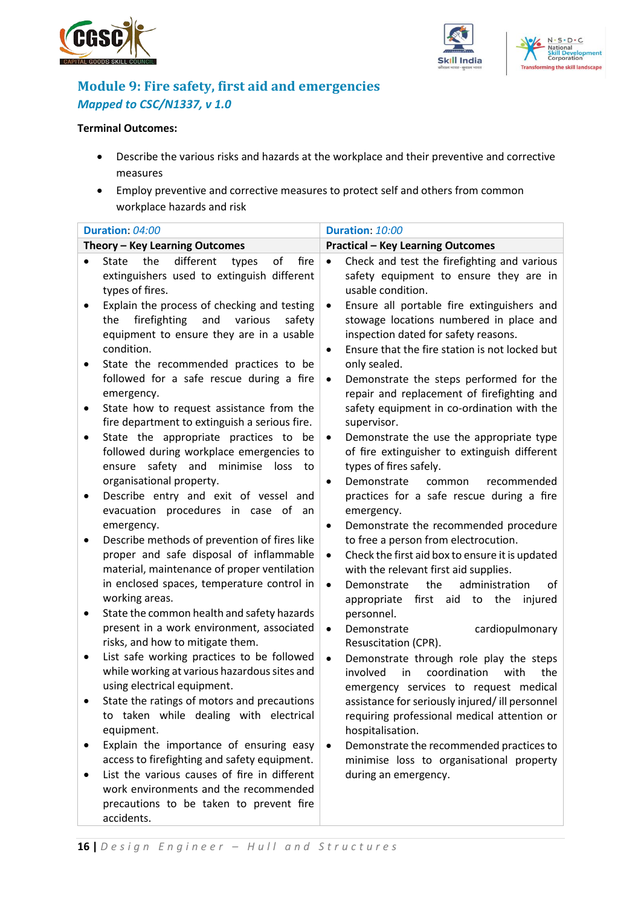## Module 9: Fire safety, first aid and emergencies

*Mapped to CSC/N1337, v 1.0*

**Terminal Outcomes:**

- Describe the various risks and hazards at the workplace and their preventive and corrective measures
- Employ preventive and corrective measures to protect self and others from common workplace hazards and risk

| Duration: *04:00* | Duration: *10:00* |
|---|---|
| **Theory – Key Learning Outcomes** | **Practical – Key Learning Outcomes** |
| • State the different types of fire extinguishers used to extinguish different types of fires.<br>• Explain the process of checking and testing the firefighting and various safety equipment to ensure they are in a usable condition.<br>• State the recommended practices to be followed for a safe rescue during a fire emergency.<br>• State how to request assistance from the fire department to extinguish a serious fire.<br>• State the appropriate practices to be followed during workplace emergencies to ensure safety and minimise loss to organisational property.<br>• Describe entry and exit of vessel and evacuation procedures in case of an emergency.<br>• Describe methods of prevention of fires like proper and safe disposal of inflammable material, maintenance of proper ventilation in enclosed spaces, temperature control in working areas.<br>• State the common health and safety hazards present in a work environment, associated risks, and how to mitigate them.<br>• List safe working practices to be followed while working at various hazardous sites and using electrical equipment.<br>• State the ratings of motors and precautions to taken while dealing with electrical equipment.<br>• Explain the importance of ensuring easy access to firefighting and safety equipment.<br>• List the various causes of fire in different work environments and the recommended precautions to be taken to prevent fire accidents. | • Check and test the firefighting and various safety equipment to ensure they are in usable condition.<br>• Ensure all portable fire extinguishers and stowage locations numbered in place and inspection dated for safety reasons.<br>• Ensure that the fire station is not locked but only sealed.<br>• Demonstrate the steps performed for the repair and replacement of firefighting and safety equipment in co-ordination with the supervisor.<br>• Demonstrate the use the appropriate type of fire extinguisher to extinguish different types of fires safely.<br>• Demonstrate common recommended practices for a safe rescue during a fire emergency.<br>• Demonstrate the recommended procedure to free a person from electrocution.<br>• Check the first aid box to ensure it is updated with the relevant first aid supplies.<br>• Demonstrate the administration of appropriate first aid to the injured personnel.<br>• Demonstrate cardiopulmonary Resuscitation (CPR).<br>• Demonstrate through role play the steps involved in coordination with the emergency services to request medical assistance for seriously injured/ ill personnel requiring professional medical attention or hospitalisation.<br>• Demonstrate the recommended practices to minimise loss to organisational property during an emergency. |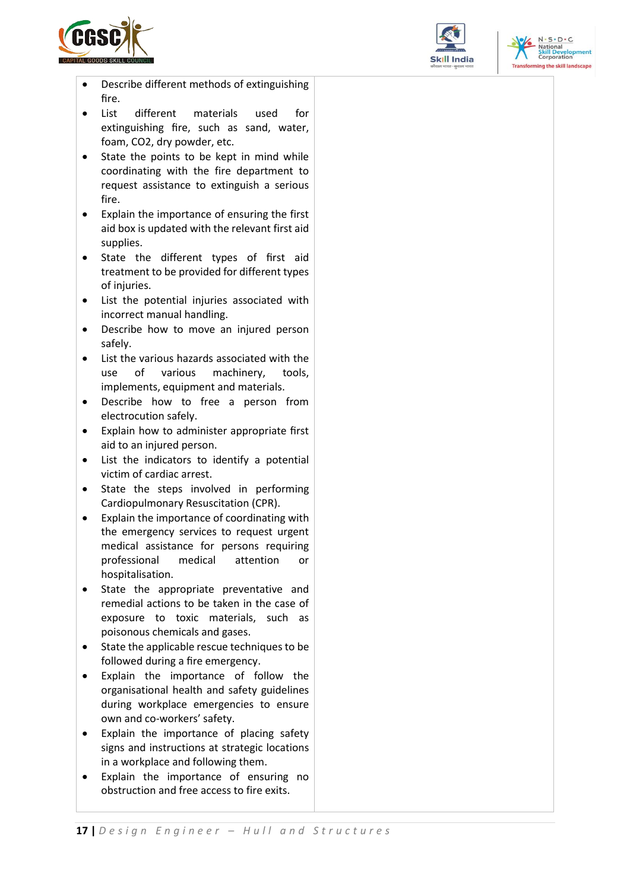| | |
|---|---|
| • Describe different methods of extinguishing fire.<br>• List different materials used for extinguishing fire, such as sand, water, foam, CO2, dry powder, etc.<br>• State the points to be kept in mind while coordinating with the fire department to request assistance to extinguish a serious fire.<br>• Explain the importance of ensuring the first aid box is updated with the relevant first aid supplies.<br>• State the different types of first aid treatment to be provided for different types of injuries.<br>• List the potential injuries associated with incorrect manual handling.<br>• Describe how to move an injured person safely.<br>• List the various hazards associated with the use of various machinery, tools, implements, equipment and materials.<br>• Describe how to free a person from electrocution safely.<br>• Explain how to administer appropriate first aid to an injured person.<br>• List the indicators to identify a potential victim of cardiac arrest.<br>• State the steps involved in performing Cardiopulmonary Resuscitation (CPR).<br>• Explain the importance of coordinating with the emergency services to request urgent medical assistance for persons requiring professional medical attention or hospitalisation.<br>• State the appropriate preventative and remedial actions to be taken in the case of exposure to toxic materials, such as poisonous chemicals and gases.<br>• State the applicable rescue techniques to be followed during a fire emergency.<br>• Explain the importance of follow the organisational health and safety guidelines during workplace emergencies to ensure own and co-workers' safety.<br>• Explain the importance of placing safety signs and instructions at strategic locations in a workplace and following them.<br>• Explain the importance of ensuring no obstruction and free access to fire exits. | |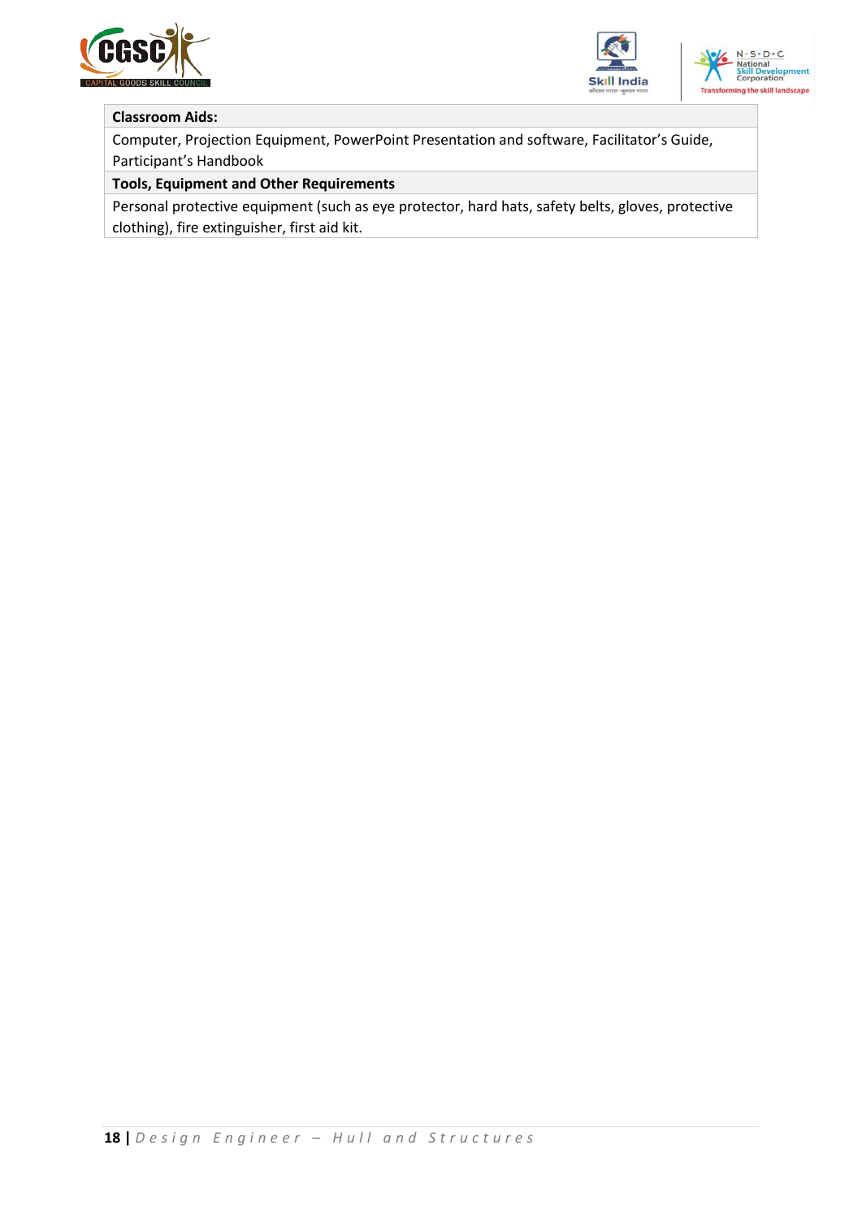| **Classroom Aids:** |
| --- |
| Computer, Projection Equipment, PowerPoint Presentation and software, Facilitator's Guide, Participant's Handbook |
| **Tools, Equipment and Other Requirements** |
| Personal protective equipment (such as eye protector, hard hats, safety belts, gloves, protective clothing), fire extinguisher, first aid kit. |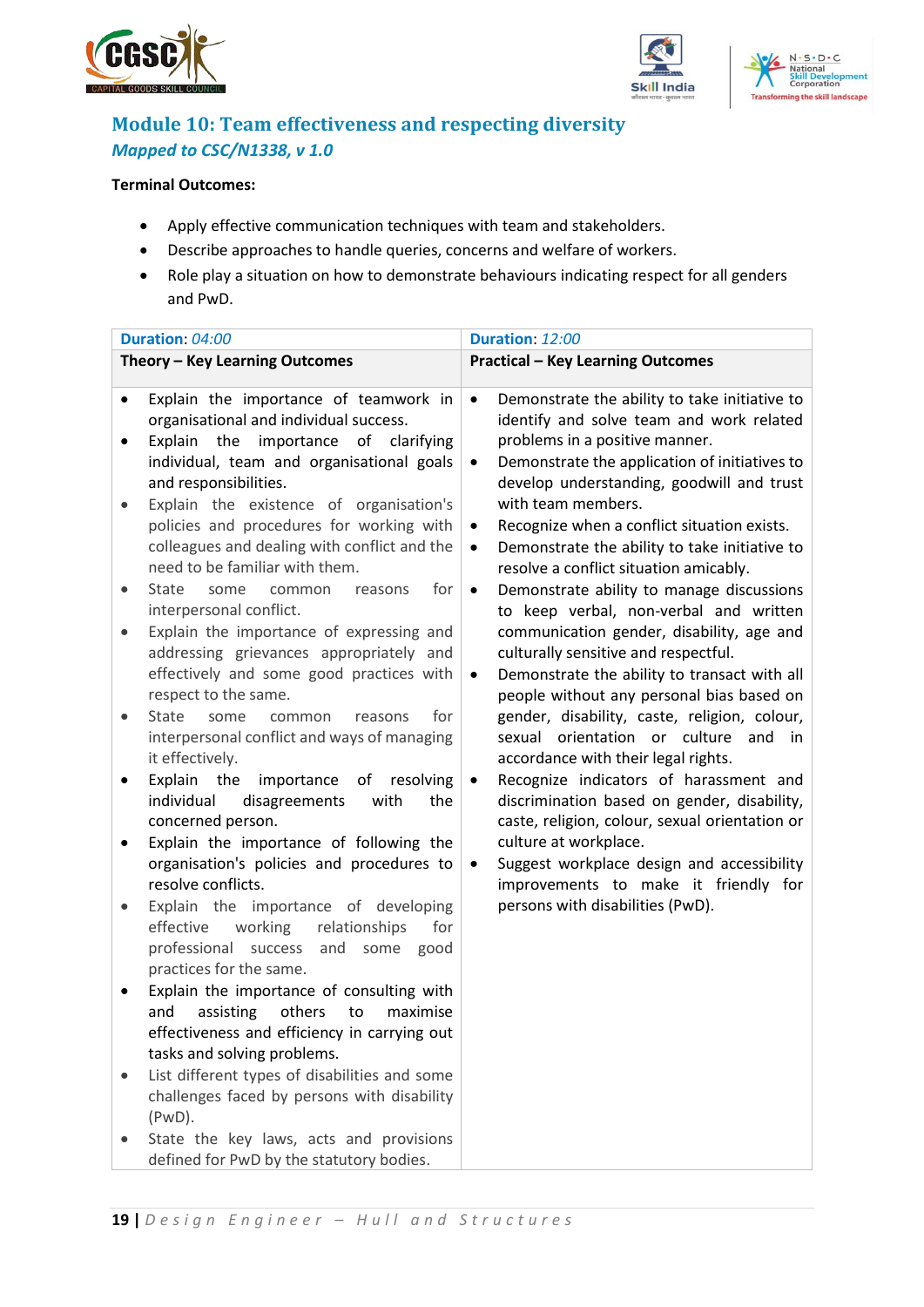## Module 10: Team effectiveness and respecting diversity

*Mapped to CSC/N1338, v 1.0*

**Terminal Outcomes:**

- Apply effective communication techniques with team and stakeholders.
- Describe approaches to handle queries, concerns and welfare of workers.
- Role play a situation on how to demonstrate behaviours indicating respect for all genders and PwD.

| **Duration**: *04:00* | **Duration**: *12:00* |
|---|---|
| **Theory – Key Learning Outcomes** | **Practical – Key Learning Outcomes** |
| • Explain the importance of teamwork in organisational and individual success.<br>• Explain the importance of clarifying individual, team and organisational goals and responsibilities.<br>• Explain the existence of organisation's policies and procedures for working with colleagues and dealing with conflict and the need to be familiar with them.<br>• State some common reasons for interpersonal conflict.<br>• Explain the importance of expressing and addressing grievances appropriately and effectively and some good practices with respect to the same.<br>• State some common reasons for interpersonal conflict and ways of managing it effectively.<br>• Explain the importance of resolving individual disagreements with the concerned person.<br>• Explain the importance of following the organisation's policies and procedures to resolve conflicts.<br>• Explain the importance of developing effective working relationships for professional success and some good practices for the same.<br>• Explain the importance of consulting with and assisting others to maximise effectiveness and efficiency in carrying out tasks and solving problems.<br>• List different types of disabilities and some challenges faced by persons with disability (PwD).<br>• State the key laws, acts and provisions defined for PwD by the statutory bodies. | • Demonstrate the ability to take initiative to identify and solve team and work related problems in a positive manner.<br>• Demonstrate the application of initiatives to develop understanding, goodwill and trust with team members.<br>• Recognize when a conflict situation exists.<br>• Demonstrate the ability to take initiative to resolve a conflict situation amicably.<br>• Demonstrate ability to manage discussions to keep verbal, non-verbal and written communication gender, disability, age and culturally sensitive and respectful.<br>• Demonstrate the ability to transact with all people without any personal bias based on gender, disability, caste, religion, colour, sexual orientation or culture and in accordance with their legal rights.<br>• Recognize indicators of harassment and discrimination based on gender, disability, caste, religion, colour, sexual orientation or culture at workplace.<br>• Suggest workplace design and accessibility improvements to make it friendly for persons with disabilities (PwD). |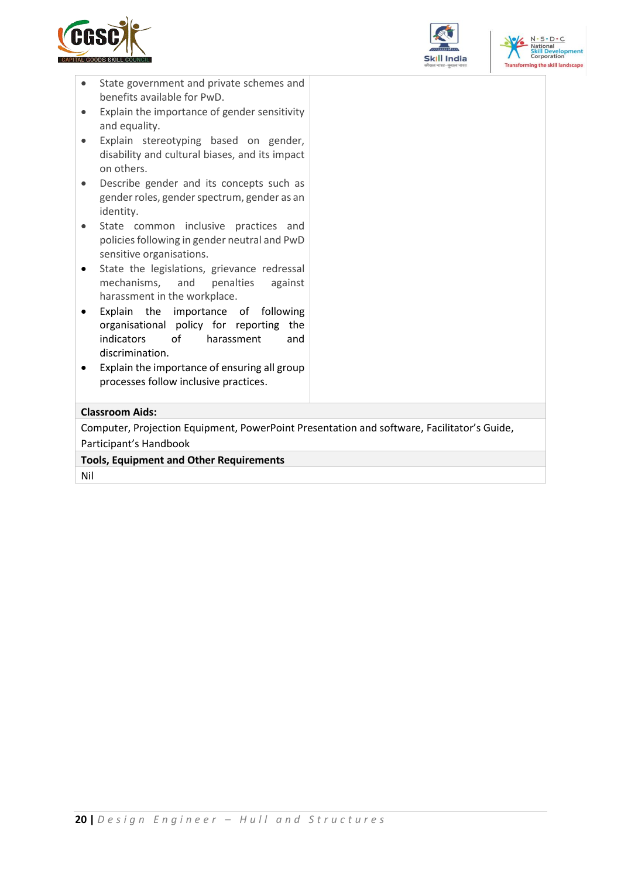| | |
|---|---|
| • State government and private schemes and benefits available for PwD.<br>• Explain the importance of gender sensitivity and equality.<br>• Explain stereotyping based on gender, disability and cultural biases, and its impact on others.<br>• Describe gender and its concepts such as gender roles, gender spectrum, gender as an identity.<br>• State common inclusive practices and policies following in gender neutral and PwD sensitive organisations.<br>• State the legislations, grievance redressal mechanisms, and penalties against harassment in the workplace.<br>• Explain the importance of following organisational policy for reporting the indicators of harassment and discrimination.<br>• Explain the importance of ensuring all group processes follow inclusive practices. | |
| **Classroom Aids:** | |
| Computer, Projection Equipment, PowerPoint Presentation and software, Facilitator's Guide, Participant's Handbook | |
| **Tools, Equipment and Other Requirements** | |
| Nil | |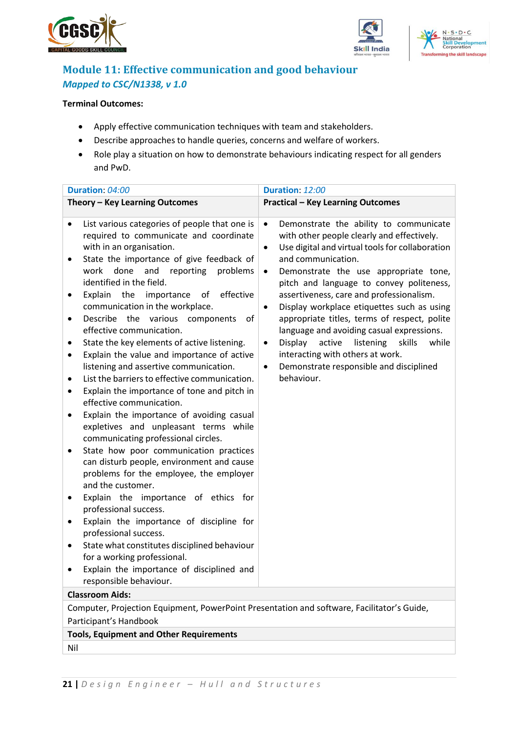## Module 11: Effective communication and good behaviour

*Mapped to CSC/N1338, v 1.0*

**Terminal Outcomes:**

- Apply effective communication techniques with team and stakeholders.
- Describe approaches to handle queries, concerns and welfare of workers.
- Role play a situation on how to demonstrate behaviours indicating respect for all genders and PwD.

| **Duration**: *04:00* | **Duration**: *12:00* |
|---|---|
| **Theory – Key Learning Outcomes** | **Practical – Key Learning Outcomes** |
| • List various categories of people that one is required to communicate and coordinate with in an organisation.<br>• State the importance of give feedback of work done and reporting problems identified in the field.<br>• Explain the importance of effective communication in the workplace.<br>• Describe the various components of effective communication.<br>• State the key elements of active listening.<br>• Explain the value and importance of active listening and assertive communication.<br>• List the barriers to effective communication.<br>• Explain the importance of tone and pitch in effective communication.<br>• Explain the importance of avoiding casual expletives and unpleasant terms while communicating professional circles.<br>• State how poor communication practices can disturb people, environment and cause problems for the employee, the employer and the customer.<br>• Explain the importance of ethics for professional success.<br>• Explain the importance of discipline for professional success.<br>• State what constitutes disciplined behaviour for a working professional.<br>• Explain the importance of disciplined and responsible behaviour. | • Demonstrate the ability to communicate with other people clearly and effectively.<br>• Use digital and virtual tools for collaboration and communication.<br>• Demonstrate the use appropriate tone, pitch and language to convey politeness, assertiveness, care and professionalism.<br>• Display workplace etiquettes such as using appropriate titles, terms of respect, polite language and avoiding casual expressions.<br>• Display active listening skills while interacting with others at work.<br>• Demonstrate responsible and disciplined behaviour. |
| **Classroom Aids:** | |
| Computer, Projection Equipment, PowerPoint Presentation and software, Facilitator's Guide, Participant's Handbook | |
| **Tools, Equipment and Other Requirements** | |
| Nil | |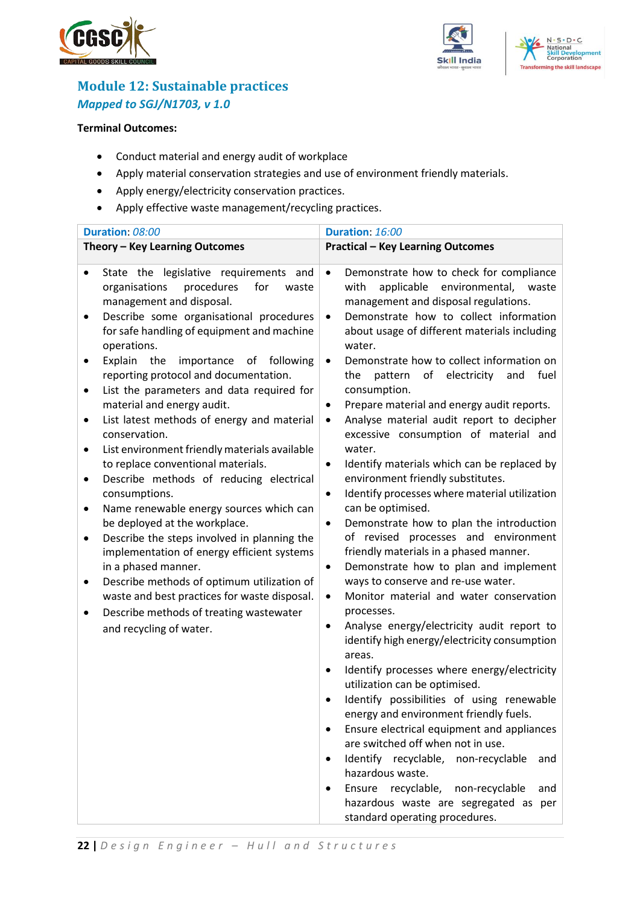## Module 12: Sustainable practices

*Mapped to SGJ/N1703, v 1.0*

**Terminal Outcomes:**

- Conduct material and energy audit of workplace
- Apply material conservation strategies and use of environment friendly materials.
- Apply energy/electricity conservation practices.
- Apply effective waste management/recycling practices.

| **Duration**: *08:00* | **Duration**: *16:00* |
|---|---|
| **Theory – Key Learning Outcomes** | **Practical – Key Learning Outcomes** |
| • State the legislative requirements and organisations procedures for waste management and disposal.<br>• Describe some organisational procedures for safe handling of equipment and machine operations.<br>• Explain the importance of following reporting protocol and documentation.<br>• List the parameters and data required for material and energy audit.<br>• List latest methods of energy and material conservation.<br>• List environment friendly materials available to replace conventional materials.<br>• Describe methods of reducing electrical consumptions.<br>• Name renewable energy sources which can be deployed at the workplace.<br>• Describe the steps involved in planning the implementation of energy efficient systems in a phased manner.<br>• Describe methods of optimum utilization of waste and best practices for waste disposal.<br>• Describe methods of treating wastewater and recycling of water. | • Demonstrate how to check for compliance with applicable environmental, waste management and disposal regulations.<br>• Demonstrate how to collect information about usage of different materials including water.<br>• Demonstrate how to collect information on the pattern of electricity and fuel consumption.<br>• Prepare material and energy audit reports.<br>• Analyse material audit report to decipher excessive consumption of material and water.<br>• Identify materials which can be replaced by environment friendly substitutes.<br>• Identify processes where material utilization can be optimised.<br>• Demonstrate how to plan the introduction of revised processes and environment friendly materials in a phased manner.<br>• Demonstrate how to plan and implement ways to conserve and re-use water.<br>• Monitor material and water conservation processes.<br>• Analyse energy/electricity audit report to identify high energy/electricity consumption areas.<br>• Identify processes where energy/electricity utilization can be optimised.<br>• Identify possibilities of using renewable energy and environment friendly fuels.<br>• Ensure electrical equipment and appliances are switched off when not in use.<br>• Identify recyclable, non-recyclable and hazardous waste.<br>• Ensure recyclable, non-recyclable and hazardous waste are segregated as per standard operating procedures. |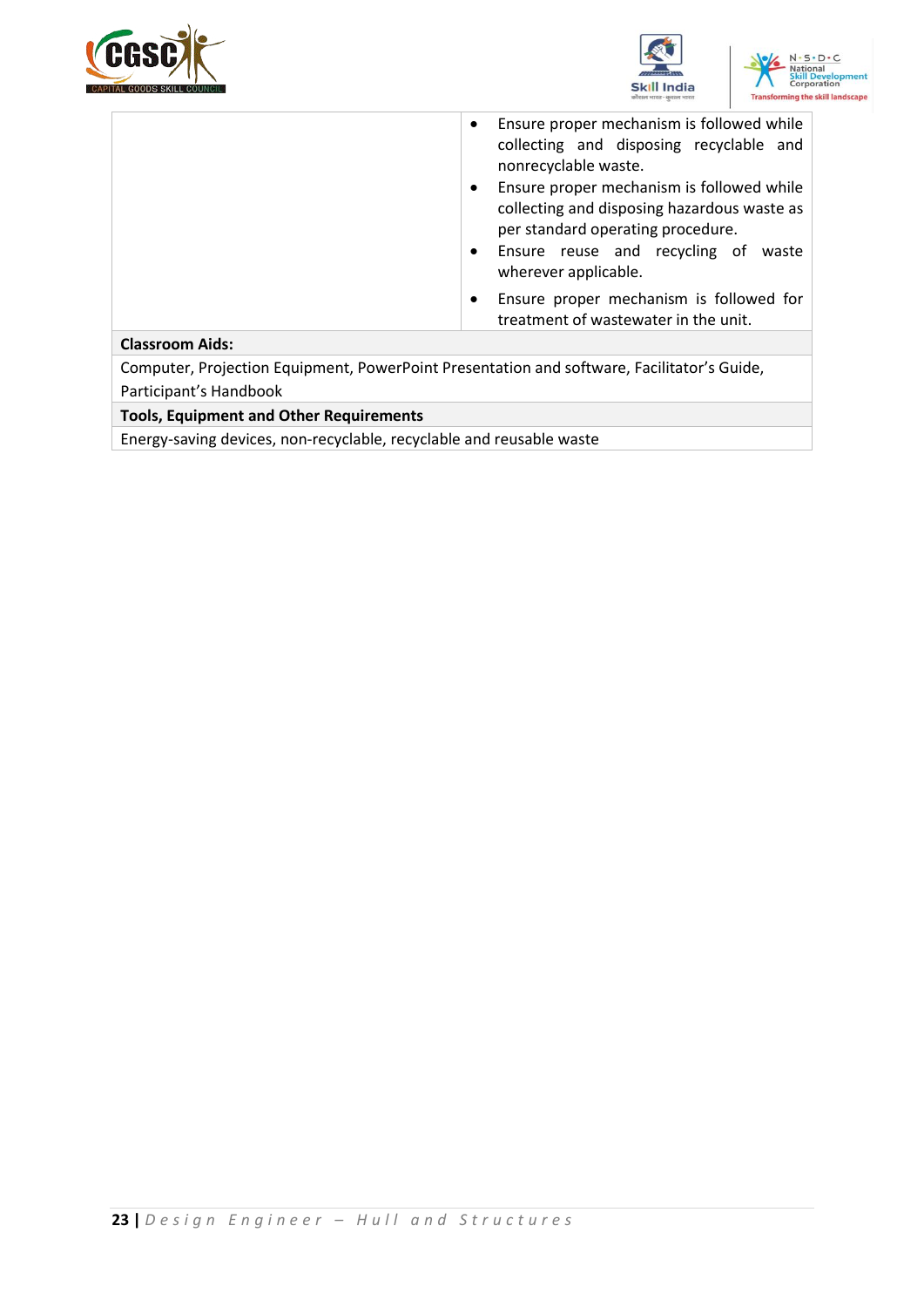| | |
|---|---|
| | • Ensure proper mechanism is followed while collecting and disposing recyclable and nonrecyclable waste.<br>• Ensure proper mechanism is followed while collecting and disposing hazardous waste as per standard operating procedure.<br>• Ensure reuse and recycling of waste wherever applicable.<br>• Ensure proper mechanism is followed for treatment of wastewater in the unit. |

| **Classroom Aids:** |
|---|
| Computer, Projection Equipment, PowerPoint Presentation and software, Facilitator's Guide, Participant's Handbook |

| **Tools, Equipment and Other Requirements** |
|---|
| Energy-saving devices, non-recyclable, recyclable and reusable waste |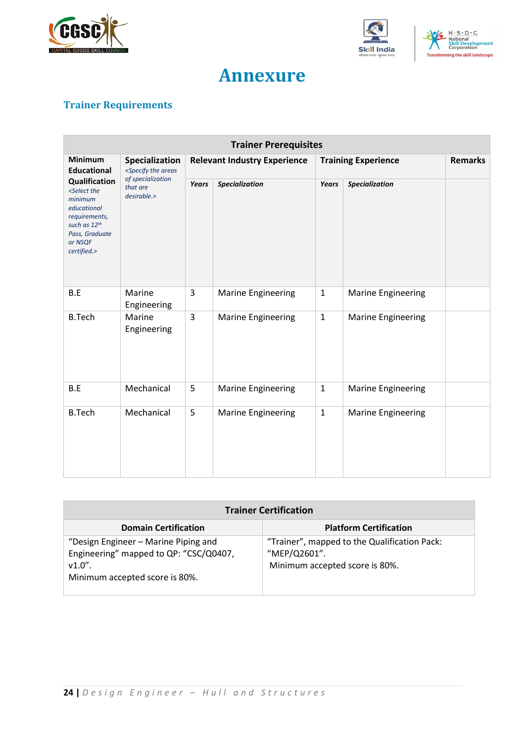# Annexure

## Trainer Requirements

| Trainer Prerequisites | | | | | | |
|---|---|---|---|---|---|---|
| **Minimum Educational Qualification** *<Select the minimum educational requirements, such as 12th Pass, Graduate or NSQF certified.>* | **Specialization** *<Specify the areas of specialization that are desirable.>* | **Relevant Industry Experience** | | **Training Experience** | | **Remarks** |
| | | ***Years*** | ***Specialization*** | ***Years*** | ***Specialization*** | |
| B.E | Marine Engineering | 3 | Marine Engineering | 1 | Marine Engineering | |
| B.Tech | Marine Engineering | 3 | Marine Engineering | 1 | Marine Engineering | |
| B.E | Mechanical | 5 | Marine Engineering | 1 | Marine Engineering | |
| B.Tech | Mechanical | 5 | Marine Engineering | 1 | Marine Engineering | |

| Trainer Certification | |
|---|---|
| **Domain Certification** | **Platform Certification** |
| "Design Engineer – Marine Piping and Engineering" mapped to QP: "CSC/Q0407, v1.0". Minimum accepted score is 80%. | "Trainer", mapped to the Qualification Pack: "MEP/Q2601". Minimum accepted score is 80%. |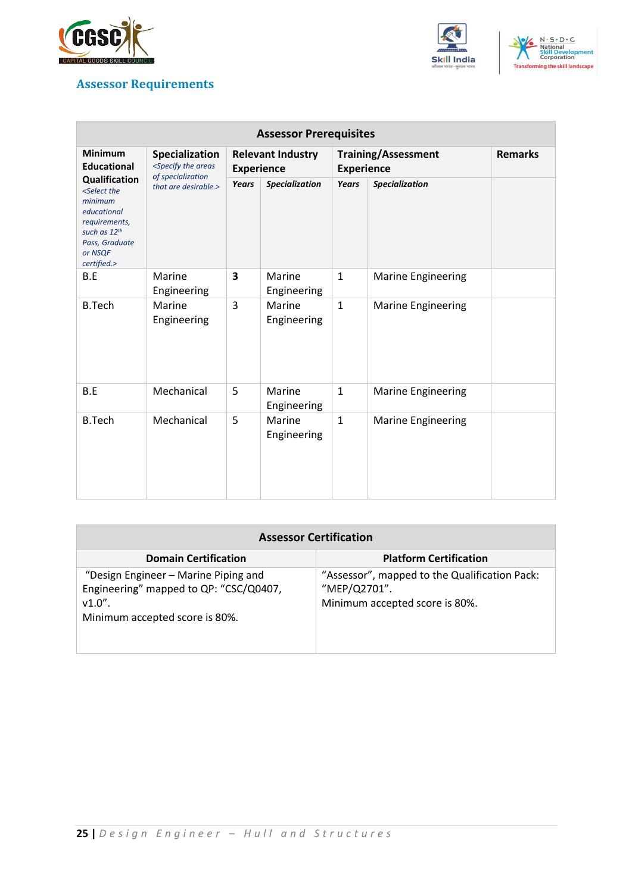## Assessor Requirements

| Assessor Prerequisites | | | | | | |
|---|---|---|---|---|---|---|
| **Minimum Educational Qualification** *<Select the minimum educational requirements, such as 12th Pass, Graduate or NSQF certified.>* | **Specialization** *<Specify the areas of specialization that are desirable.>* | **Relevant Industry Experience** | | **Training/Assessment Experience** | | **Remarks** |
| | | ***Years*** | ***Specialization*** | ***Years*** | ***Specialization*** | |
| B.E | Marine Engineering | **3** | Marine Engineering | 1 | Marine Engineering | |
| B.Tech | Marine Engineering | 3 | Marine Engineering | 1 | Marine Engineering | |
| B.E | Mechanical | 5 | Marine Engineering | 1 | Marine Engineering | |
| B.Tech | Mechanical | 5 | Marine Engineering | 1 | Marine Engineering | |

| Assessor Certification | |
|---|---|
| **Domain Certification** | **Platform Certification** |
| "Design Engineer – Marine Piping and Engineering" mapped to QP: "CSC/Q0407, v1.0". Minimum accepted score is 80%. | "Assessor", mapped to the Qualification Pack: "MEP/Q2701". Minimum accepted score is 80%. |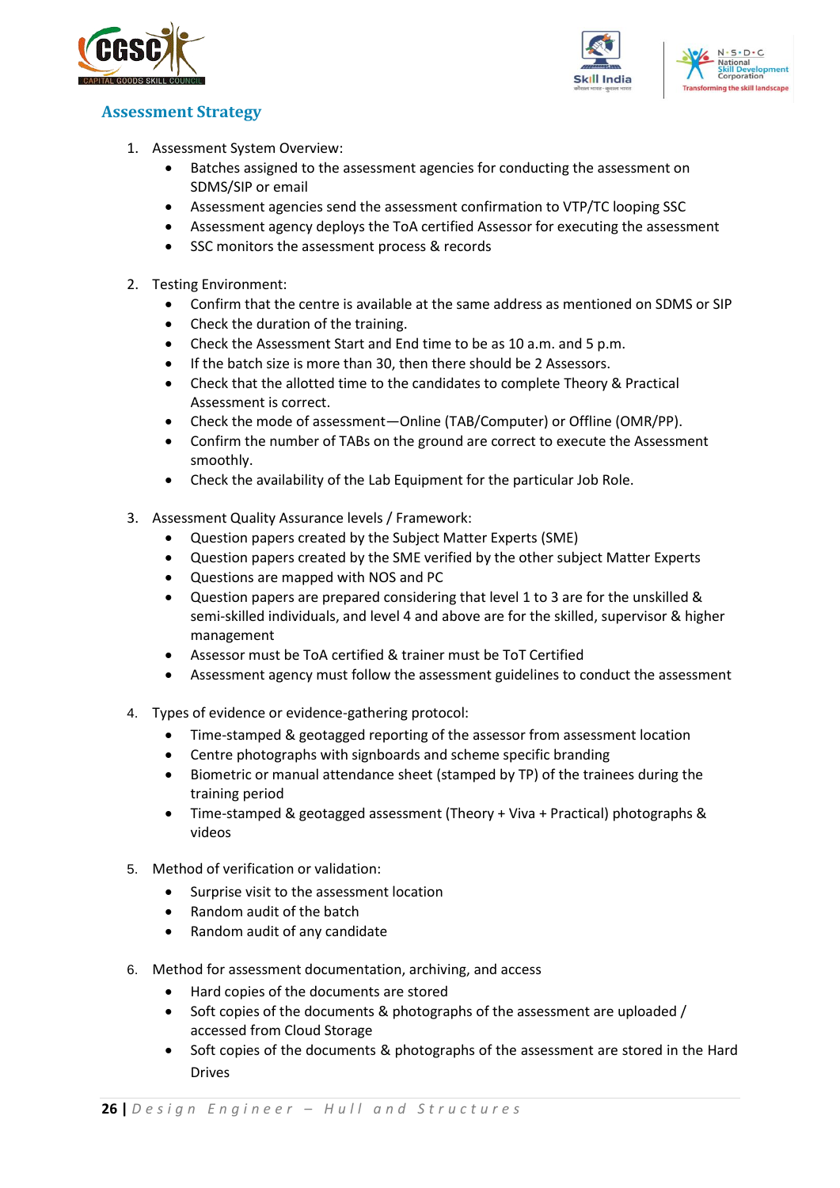## Assessment Strategy

1. Assessment System Overview:
    - Batches assigned to the assessment agencies for conducting the assessment on SDMS/SIP or email
    - Assessment agencies send the assessment confirmation to VTP/TC looping SSC
    - Assessment agency deploys the ToA certified Assessor for executing the assessment
    - SSC monitors the assessment process & records

2. Testing Environment:
    - Confirm that the centre is available at the same address as mentioned on SDMS or SIP
    - Check the duration of the training.
    - Check the Assessment Start and End time to be as 10 a.m. and 5 p.m.
    - If the batch size is more than 30, then there should be 2 Assessors.
    - Check that the allotted time to the candidates to complete Theory & Practical Assessment is correct.
    - Check the mode of assessment—Online (TAB/Computer) or Offline (OMR/PP).
    - Confirm the number of TABs on the ground are correct to execute the Assessment smoothly.
    - Check the availability of the Lab Equipment for the particular Job Role.

3. Assessment Quality Assurance levels / Framework:
    - Question papers created by the Subject Matter Experts (SME)
    - Question papers created by the SME verified by the other subject Matter Experts
    - Questions are mapped with NOS and PC
    - Question papers are prepared considering that level 1 to 3 are for the unskilled & semi-skilled individuals, and level 4 and above are for the skilled, supervisor & higher management
    - Assessor must be ToA certified & trainer must be ToT Certified
    - Assessment agency must follow the assessment guidelines to conduct the assessment

4. Types of evidence or evidence-gathering protocol:
    - Time-stamped & geotagged reporting of the assessor from assessment location
    - Centre photographs with signboards and scheme specific branding
    - Biometric or manual attendance sheet (stamped by TP) of the trainees during the training period
    - Time-stamped & geotagged assessment (Theory + Viva + Practical) photographs & videos

5. Method of verification or validation:
    - Surprise visit to the assessment location
    - Random audit of the batch
    - Random audit of any candidate

6. Method for assessment documentation, archiving, and access
    - Hard copies of the documents are stored
    - Soft copies of the documents & photographs of the assessment are uploaded / accessed from Cloud Storage
    - Soft copies of the documents & photographs of the assessment are stored in the Hard Drives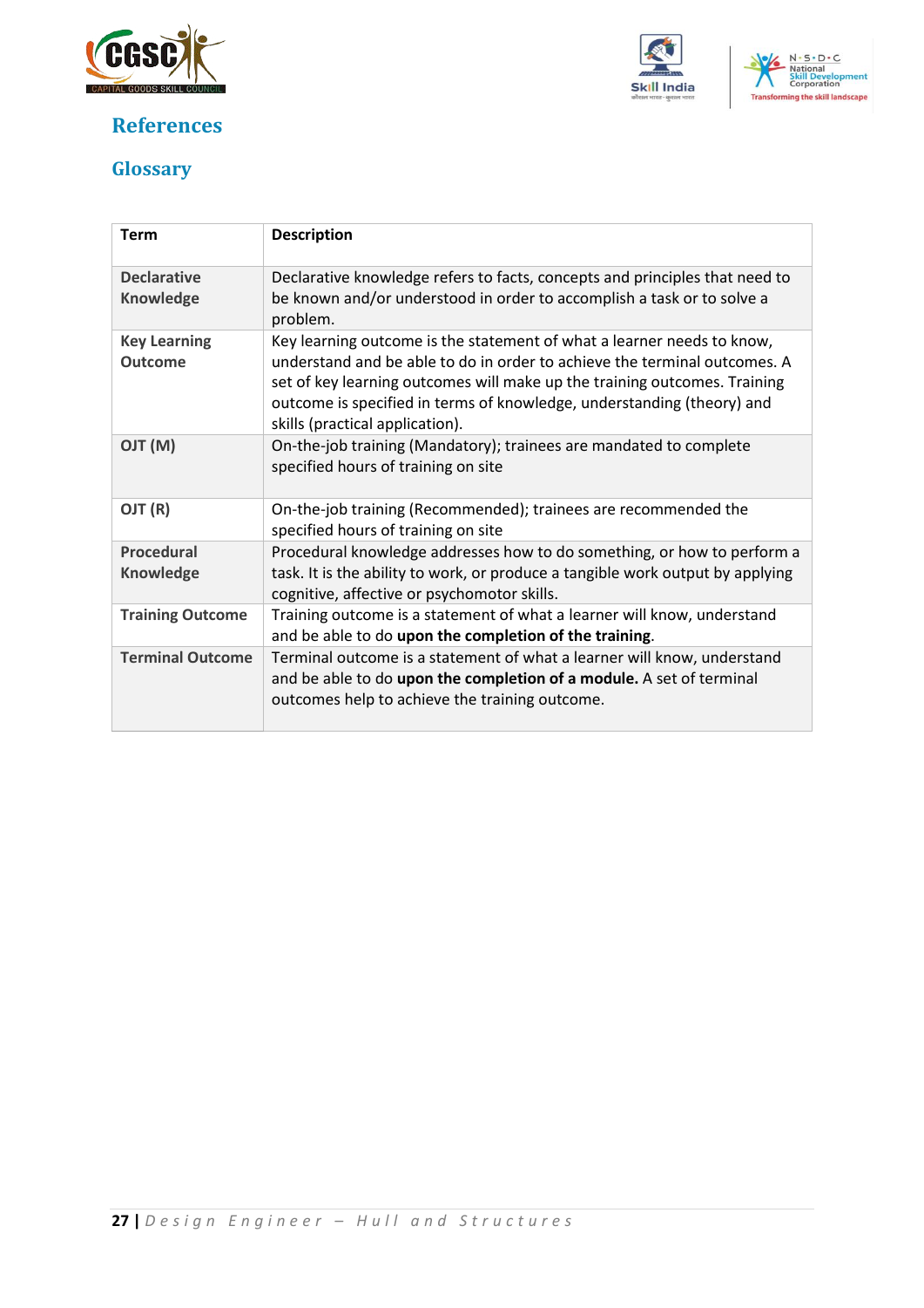## References

### Glossary

| Term | Description |
|---|---|
| **Declarative Knowledge** | Declarative knowledge refers to facts, concepts and principles that need to be known and/or understood in order to accomplish a task or to solve a problem. |
| **Key Learning Outcome** | Key learning outcome is the statement of what a learner needs to know, understand and be able to do in order to achieve the terminal outcomes. A set of key learning outcomes will make up the training outcomes. Training outcome is specified in terms of knowledge, understanding (theory) and skills (practical application). |
| **OJT (M)** | On-the-job training (Mandatory); trainees are mandated to complete specified hours of training on site |
| **OJT (R)** | On-the-job training (Recommended); trainees are recommended the specified hours of training on site |
| **Procedural Knowledge** | Procedural knowledge addresses how to do something, or how to perform a task. It is the ability to work, or produce a tangible work output by applying cognitive, affective or psychomotor skills. |
| **Training Outcome** | Training outcome is a statement of what a learner will know, understand and be able to do **upon the completion of the training**. |
| **Terminal Outcome** | Terminal outcome is a statement of what a learner will know, understand and be able to do **upon the completion of a module.** A set of terminal outcomes help to achieve the training outcome. |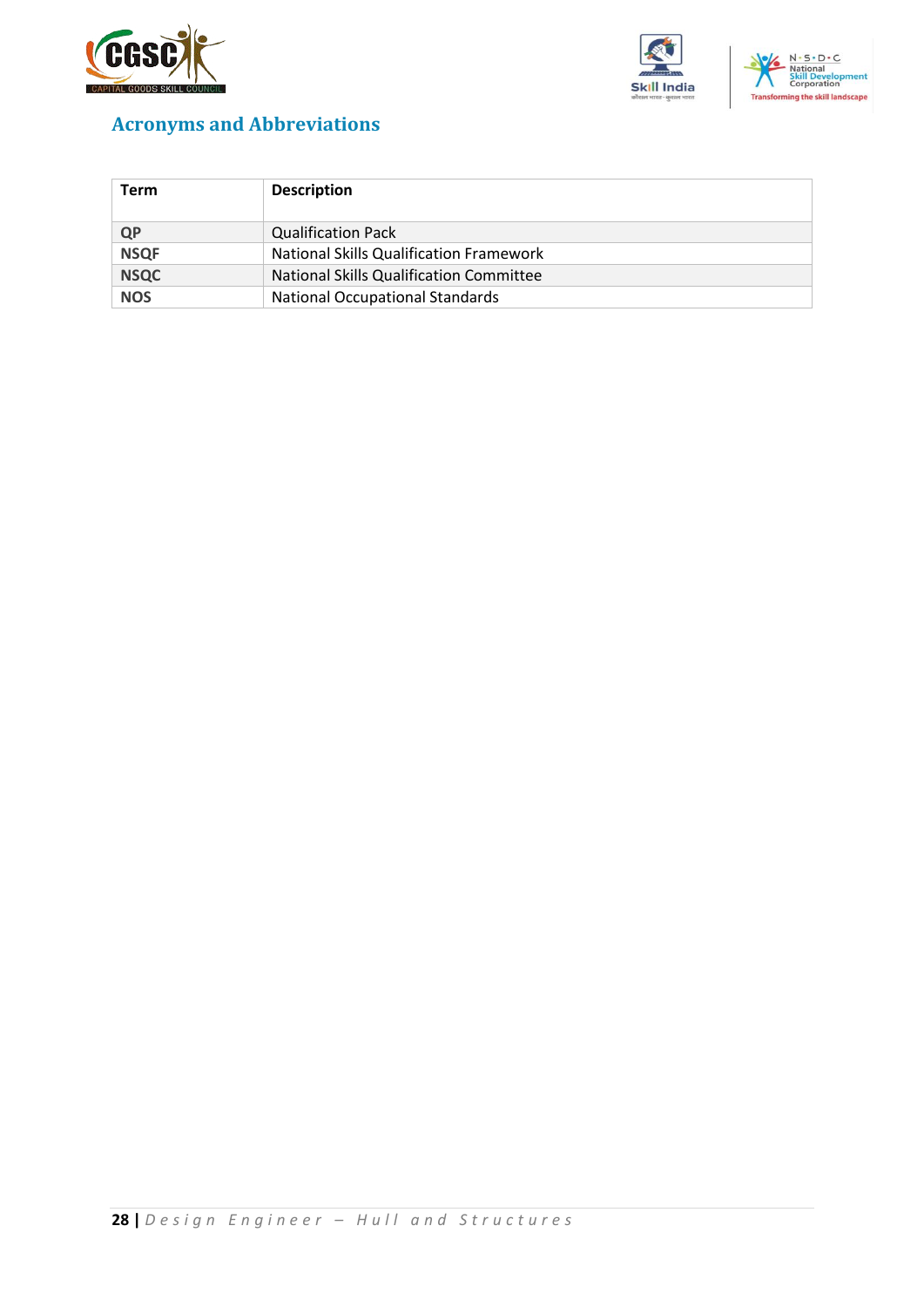## Acronyms and Abbreviations

| Term | Description |
|---|---|
| **QP** | Qualification Pack |
| **NSQF** | National Skills Qualification Framework |
| **NSQC** | National Skills Qualification Committee |
| **NOS** | National Occupational Standards |